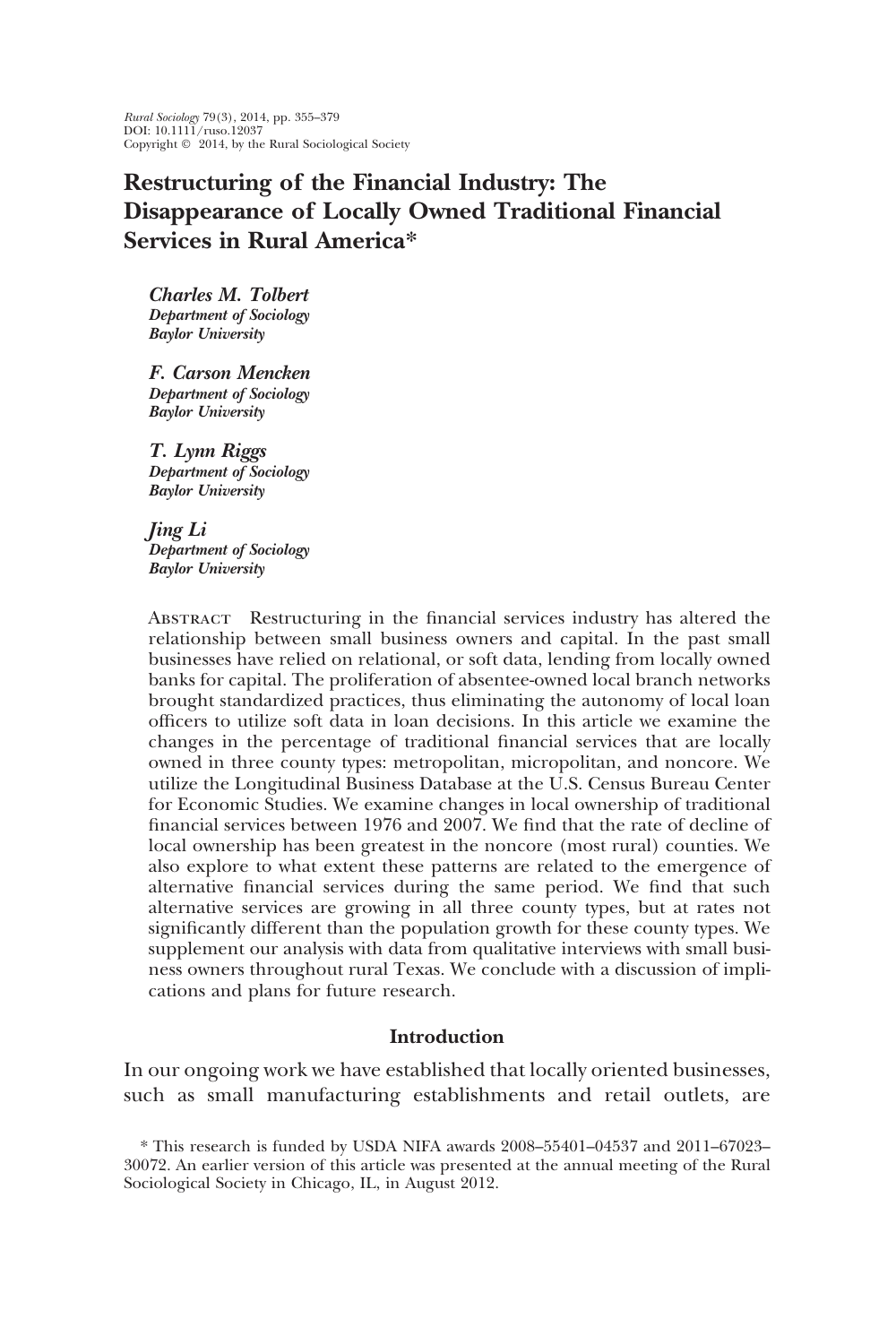*Rural Sociology* 79(3), 2014, pp. 355–379
DOI: 10.1111/ruso.12037
Copyright © 2014, by the Rural Sociological Society

# Restructuring of the Financial Industry: The Disappearance of Locally Owned Traditional Financial Services in Rural America*

***Charles M. Tolbert***
***Department of Sociology***
***Baylor University***

***F. Carson Mencken***
***Department of Sociology***
***Baylor University***

***T. Lynn Riggs***
***Department of Sociology***
***Baylor University***

***Jing Li***
***Department of Sociology***
***Baylor University***

Abstract Restructuring in the financial services industry has altered the relationship between small business owners and capital. In the past small businesses have relied on relational, or soft data, lending from locally owned banks for capital. The proliferation of absentee-owned local branch networks brought standardized practices, thus eliminating the autonomy of local loan officers to utilize soft data in loan decisions. In this article we examine the changes in the percentage of traditional financial services that are locally owned in three county types: metropolitan, micropolitan, and noncore. We utilize the Longitudinal Business Database at the U.S. Census Bureau Center for Economic Studies. We examine changes in local ownership of traditional financial services between 1976 and 2007. We find that the rate of decline of local ownership has been greatest in the noncore (most rural) counties. We also explore to what extent these patterns are related to the emergence of alternative financial services during the same period. We find that such alternative services are growing in all three county types, but at rates not significantly different than the population growth for these county types. We supplement our analysis with data from qualitative interviews with small business owners throughout rural Texas. We conclude with a discussion of implications and plans for future research.

## Introduction

In our ongoing work we have established that locally oriented businesses, such as small manufacturing establishments and retail outlets, are

\* This research is funded by USDA NIFA awards 2008–55401–04537 and 2011–67023–30072. An earlier version of this article was presented at the annual meeting of the Rural Sociological Society in Chicago, IL, in August 2012.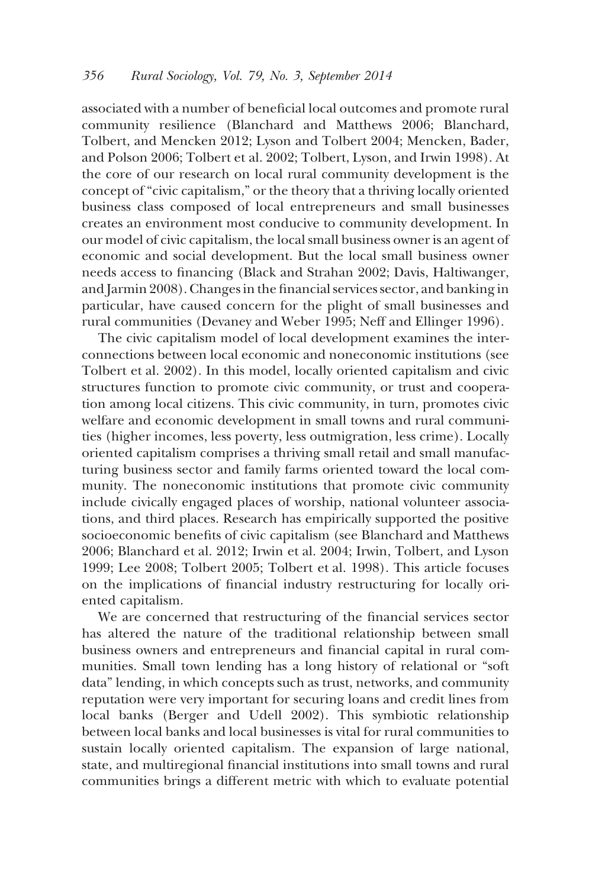associated with a number of beneficial local outcomes and promote rural community resilience (Blanchard and Matthews 2006; Blanchard, Tolbert, and Mencken 2012; Lyson and Tolbert 2004; Mencken, Bader, and Polson 2006; Tolbert et al. 2002; Tolbert, Lyson, and Irwin 1998). At the core of our research on local rural community development is the concept of "civic capitalism," or the theory that a thriving locally oriented business class composed of local entrepreneurs and small businesses creates an environment most conducive to community development. In our model of civic capitalism, the local small business owner is an agent of economic and social development. But the local small business owner needs access to financing (Black and Strahan 2002; Davis, Haltiwanger, and Jarmin 2008). Changes in the financial services sector, and banking in particular, have caused concern for the plight of small businesses and rural communities (Devaney and Weber 1995; Neff and Ellinger 1996).

The civic capitalism model of local development examines the interconnections between local economic and noneconomic institutions (see Tolbert et al. 2002). In this model, locally oriented capitalism and civic structures function to promote civic community, or trust and cooperation among local citizens. This civic community, in turn, promotes civic welfare and economic development in small towns and rural communities (higher incomes, less poverty, less outmigration, less crime). Locally oriented capitalism comprises a thriving small retail and small manufacturing business sector and family farms oriented toward the local community. The noneconomic institutions that promote civic community include civically engaged places of worship, national volunteer associations, and third places. Research has empirically supported the positive socioeconomic benefits of civic capitalism (see Blanchard and Matthews 2006; Blanchard et al. 2012; Irwin et al. 2004; Irwin, Tolbert, and Lyson 1999; Lee 2008; Tolbert 2005; Tolbert et al. 1998). This article focuses on the implications of financial industry restructuring for locally oriented capitalism.

We are concerned that restructuring of the financial services sector has altered the nature of the traditional relationship between small business owners and entrepreneurs and financial capital in rural communities. Small town lending has a long history of relational or "soft data" lending, in which concepts such as trust, networks, and community reputation were very important for securing loans and credit lines from local banks (Berger and Udell 2002). This symbiotic relationship between local banks and local businesses is vital for rural communities to sustain locally oriented capitalism. The expansion of large national, state, and multiregional financial institutions into small towns and rural communities brings a different metric with which to evaluate potential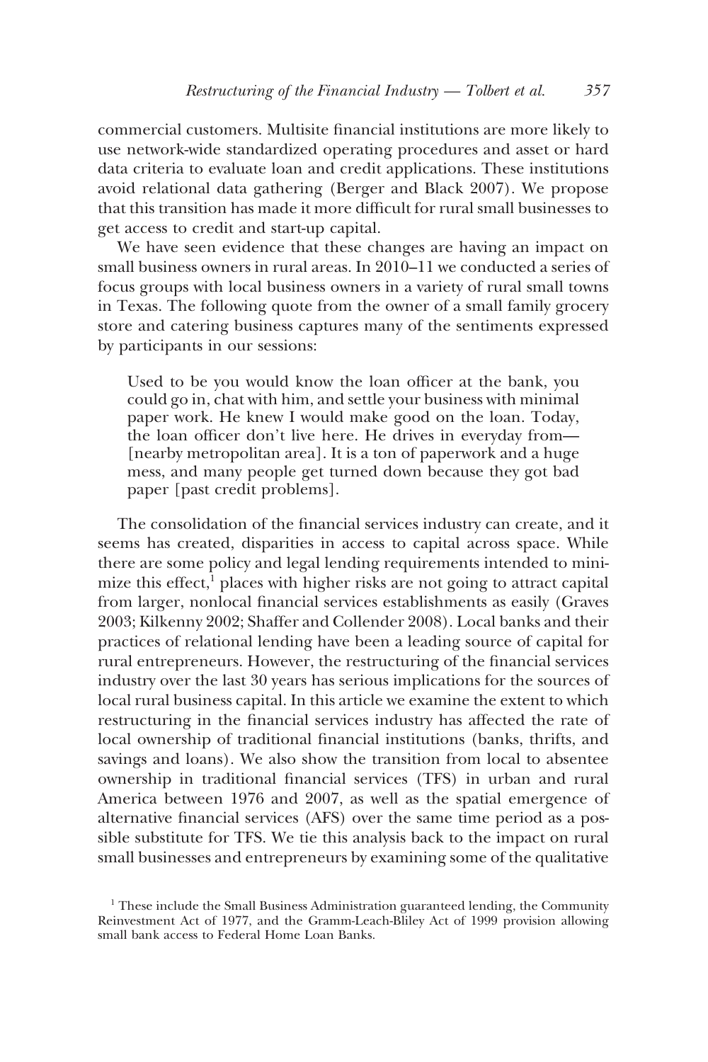commercial customers. Multisite financial institutions are more likely to use network-wide standardized operating procedures and asset or hard data criteria to evaluate loan and credit applications. These institutions avoid relational data gathering (Berger and Black 2007). We propose that this transition has made it more difficult for rural small businesses to get access to credit and start-up capital.

We have seen evidence that these changes are having an impact on small business owners in rural areas. In 2010–11 we conducted a series of focus groups with local business owners in a variety of rural small towns in Texas. The following quote from the owner of a small family grocery store and catering business captures many of the sentiments expressed by participants in our sessions:

> Used to be you would know the loan officer at the bank, you could go in, chat with him, and settle your business with minimal paper work. He knew I would make good on the loan. Today, the loan officer don't live here. He drives in everyday from—[nearby metropolitan area]. It is a ton of paperwork and a huge mess, and many people get turned down because they got bad paper [past credit problems].

The consolidation of the financial services industry can create, and it seems has created, disparities in access to capital across space. While there are some policy and legal lending requirements intended to minimize this effect,[1] places with higher risks are not going to attract capital from larger, nonlocal financial services establishments as easily (Graves 2003; Kilkenny 2002; Shaffer and Collender 2008). Local banks and their practices of relational lending have been a leading source of capital for rural entrepreneurs. However, the restructuring of the financial services industry over the last 30 years has serious implications for the sources of local rural business capital. In this article we examine the extent to which restructuring in the financial services industry has affected the rate of local ownership of traditional financial institutions (banks, thrifts, and savings and loans). We also show the transition from local to absentee ownership in traditional financial services (TFS) in urban and rural America between 1976 and 2007, as well as the spatial emergence of alternative financial services (AFS) over the same time period as a possible substitute for TFS. We tie this analysis back to the impact on rural small businesses and entrepreneurs by examining some of the qualitative

[1] These include the Small Business Administration guaranteed lending, the Community Reinvestment Act of 1977, and the Gramm-Leach-Bliley Act of 1999 provision allowing small bank access to Federal Home Loan Banks.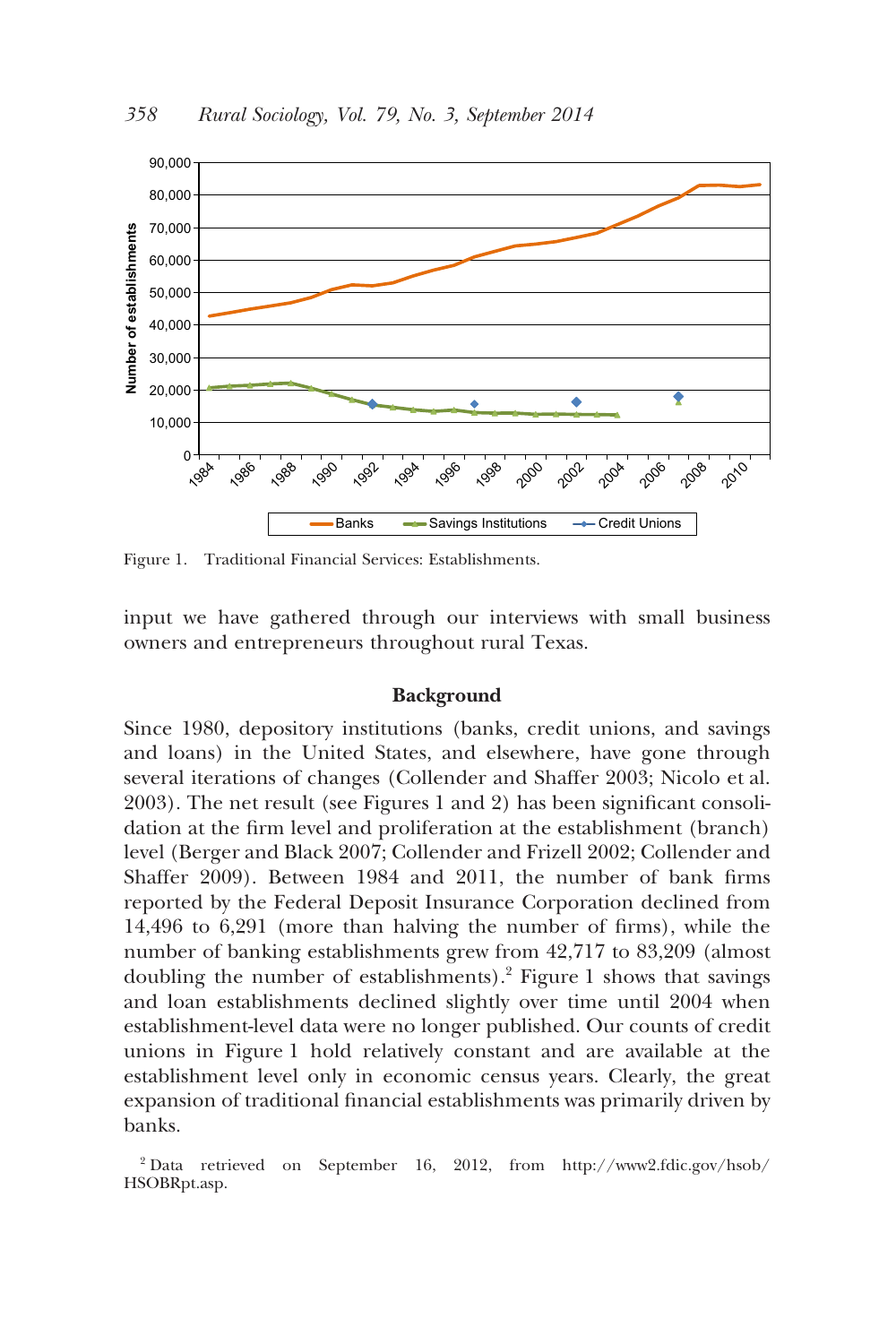Figure 1. Traditional Financial Services: Establishments.

input we have gathered through our interviews with small business owners and entrepreneurs throughout rural Texas.

## Background

Since 1980, depository institutions (banks, credit unions, and savings and loans) in the United States, and elsewhere, have gone through several iterations of changes (Collender and Shaffer 2003; Nicolo et al. 2003). The net result (see Figures 1 and 2) has been significant consolidation at the firm level and proliferation at the establishment (branch) level (Berger and Black 2007; Collender and Frizell 2002; Collender and Shaffer 2009). Between 1984 and 2011, the number of bank firms reported by the Federal Deposit Insurance Corporation declined from 14,496 to 6,291 (more than halving the number of firms), while the number of banking establishments grew from 42,717 to 83,209 (almost doubling the number of establishments).[2] Figure 1 shows that savings and loan establishments declined slightly over time until 2004 when establishment-level data were no longer published. Our counts of credit unions in Figure 1 hold relatively constant and are available at the establishment level only in economic census years. Clearly, the great expansion of traditional financial establishments was primarily driven by banks.

[2] Data retrieved on September 16, 2012, from http://www2.fdic.gov/hsob/HSOBRpt.asp.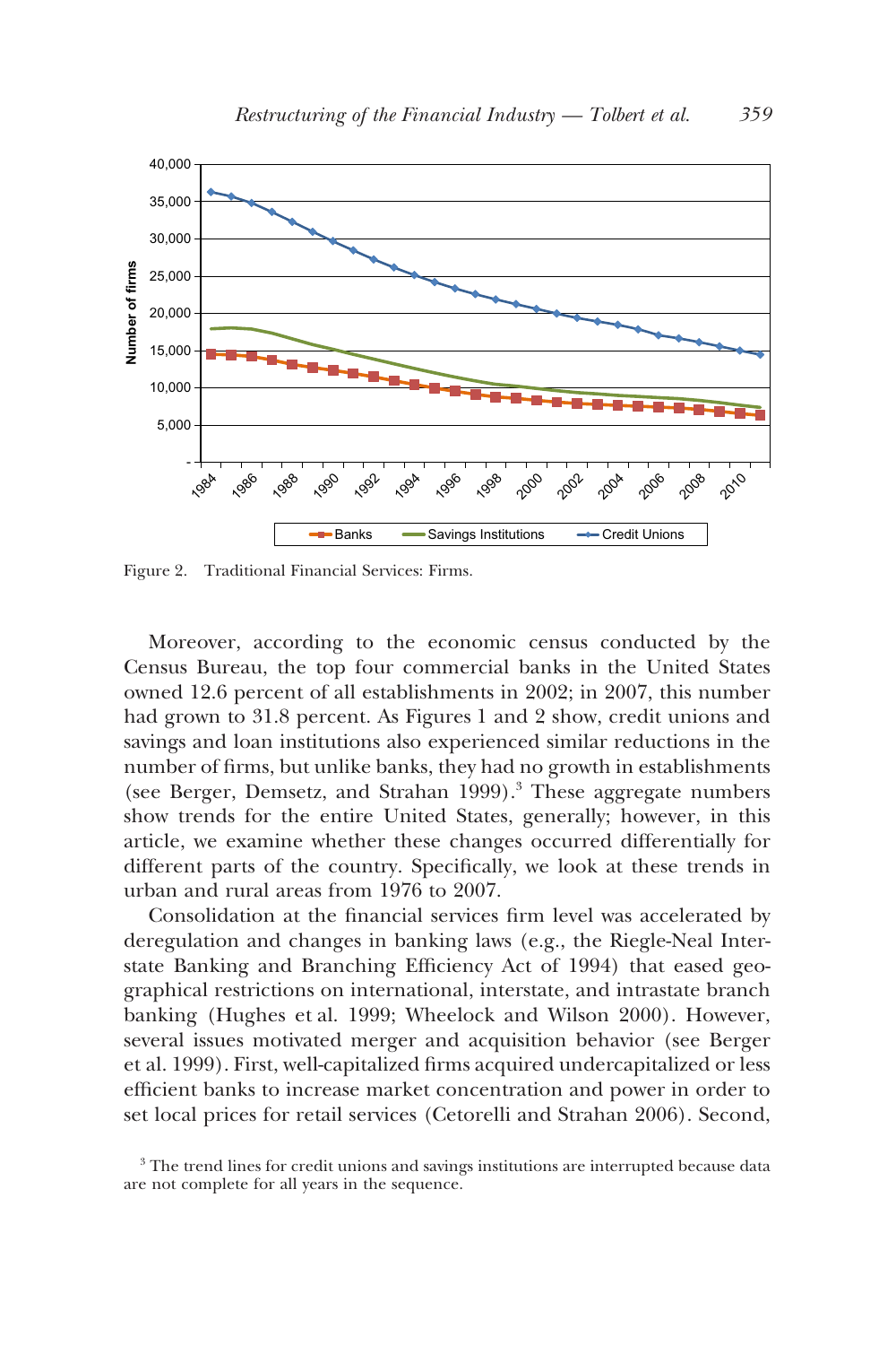Figure 2. Traditional Financial Services: Firms.

Moreover, according to the economic census conducted by the Census Bureau, the top four commercial banks in the United States owned 12.6 percent of all establishments in 2002; in 2007, this number had grown to 31.8 percent. As Figures 1 and 2 show, credit unions and savings and loan institutions also experienced similar reductions in the number of firms, but unlike banks, they had no growth in establishments (see Berger, Demsetz, and Strahan 1999).[3] These aggregate numbers show trends for the entire United States, generally; however, in this article, we examine whether these changes occurred differentially for different parts of the country. Specifically, we look at these trends in urban and rural areas from 1976 to 2007.

Consolidation at the financial services firm level was accelerated by deregulation and changes in banking laws (e.g., the Riegle-Neal Interstate Banking and Branching Efficiency Act of 1994) that eased geographical restrictions on international, interstate, and intrastate branch banking (Hughes et al. 1999; Wheelock and Wilson 2000). However, several issues motivated merger and acquisition behavior (see Berger et al. 1999). First, well-capitalized firms acquired undercapitalized or less efficient banks to increase market concentration and power in order to set local prices for retail services (Cetorelli and Strahan 2006). Second,

[3] The trend lines for credit unions and savings institutions are interrupted because data are not complete for all years in the sequence.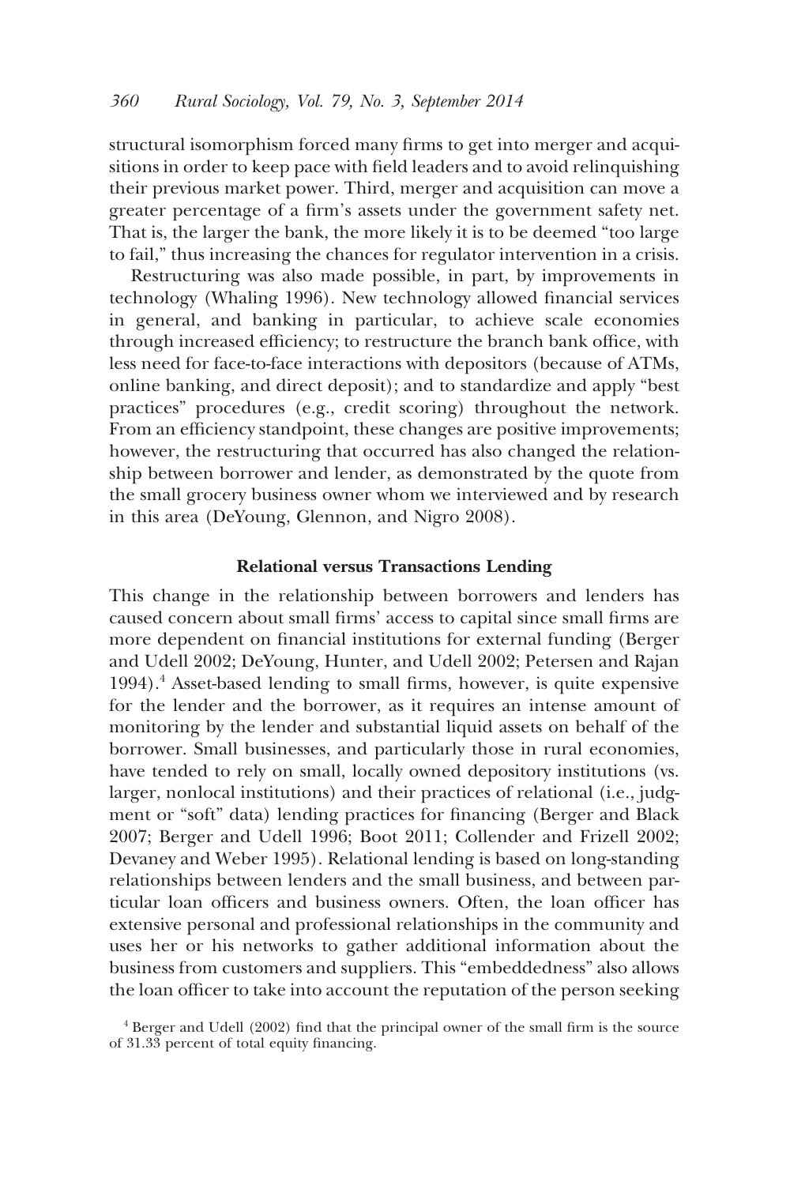structural isomorphism forced many firms to get into merger and acquisitions in order to keep pace with field leaders and to avoid relinquishing their previous market power. Third, merger and acquisition can move a greater percentage of a firm's assets under the government safety net. That is, the larger the bank, the more likely it is to be deemed "too large to fail," thus increasing the chances for regulator intervention in a crisis.

Restructuring was also made possible, in part, by improvements in technology (Whaling 1996). New technology allowed financial services in general, and banking in particular, to achieve scale economies through increased efficiency; to restructure the branch bank office, with less need for face-to-face interactions with depositors (because of ATMs, online banking, and direct deposit); and to standardize and apply "best practices" procedures (e.g., credit scoring) throughout the network. From an efficiency standpoint, these changes are positive improvements; however, the restructuring that occurred has also changed the relationship between borrower and lender, as demonstrated by the quote from the small grocery business owner whom we interviewed and by research in this area (DeYoung, Glennon, and Nigro 2008).

## Relational versus Transactions Lending

This change in the relationship between borrowers and lenders has caused concern about small firms' access to capital since small firms are more dependent on financial institutions for external funding (Berger and Udell 2002; DeYoung, Hunter, and Udell 2002; Petersen and Rajan 1994).[4] Asset-based lending to small firms, however, is quite expensive for the lender and the borrower, as it requires an intense amount of monitoring by the lender and substantial liquid assets on behalf of the borrower. Small businesses, and particularly those in rural economies, have tended to rely on small, locally owned depository institutions (vs. larger, nonlocal institutions) and their practices of relational (i.e., judgment or "soft" data) lending practices for financing (Berger and Black 2007; Berger and Udell 1996; Boot 2011; Collender and Frizell 2002; Devaney and Weber 1995). Relational lending is based on long-standing relationships between lenders and the small business, and between particular loan officers and business owners. Often, the loan officer has extensive personal and professional relationships in the community and uses her or his networks to gather additional information about the business from customers and suppliers. This "embeddedness" also allows the loan officer to take into account the reputation of the person seeking

[4] Berger and Udell (2002) find that the principal owner of the small firm is the source of 31.33 percent of total equity financing.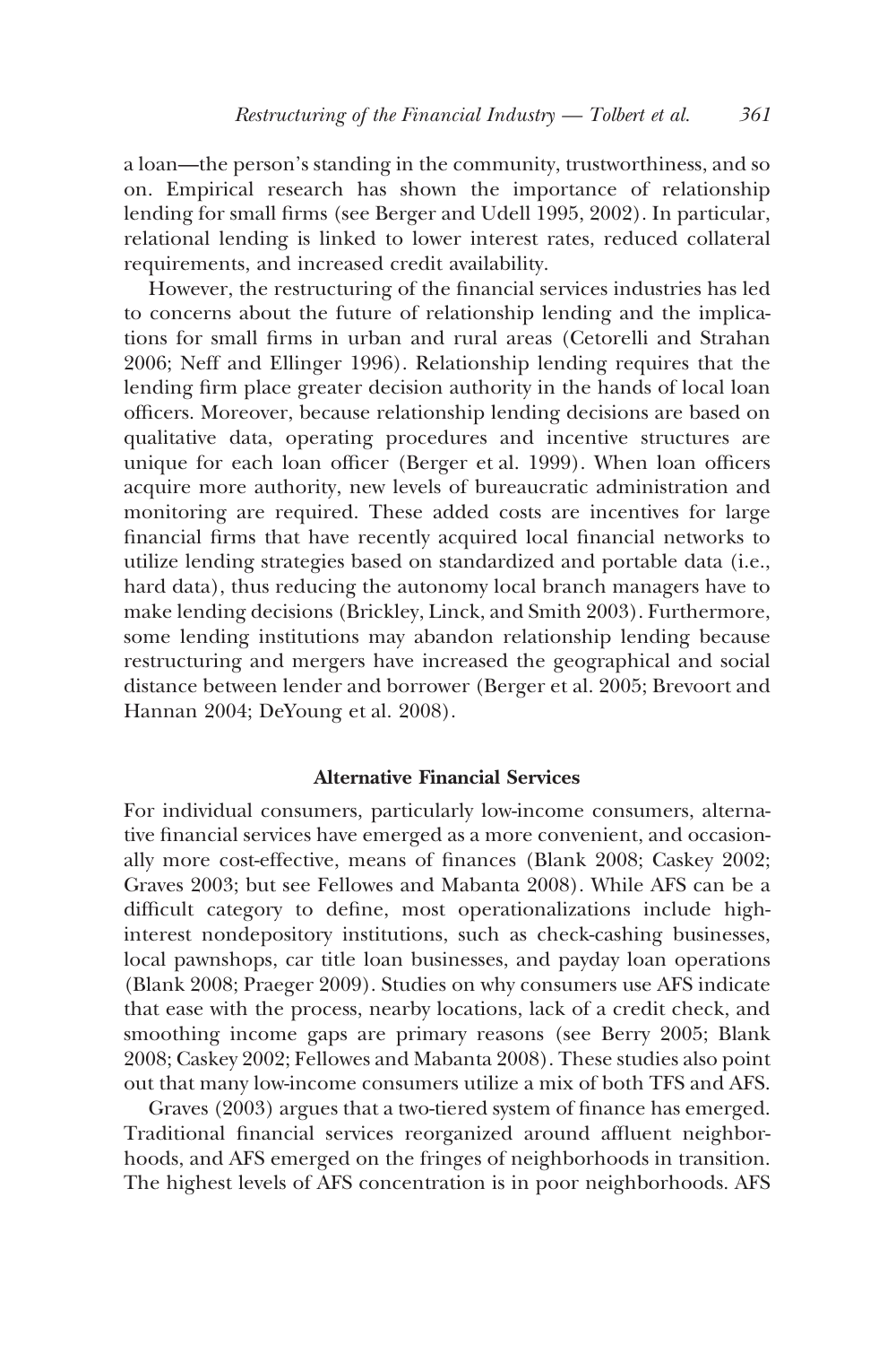a loan—the person's standing in the community, trustworthiness, and so on. Empirical research has shown the importance of relationship lending for small firms (see Berger and Udell 1995, 2002). In particular, relational lending is linked to lower interest rates, reduced collateral requirements, and increased credit availability.

However, the restructuring of the financial services industries has led to concerns about the future of relationship lending and the implications for small firms in urban and rural areas (Cetorelli and Strahan 2006; Neff and Ellinger 1996). Relationship lending requires that the lending firm place greater decision authority in the hands of local loan officers. Moreover, because relationship lending decisions are based on qualitative data, operating procedures and incentive structures are unique for each loan officer (Berger et al. 1999). When loan officers acquire more authority, new levels of bureaucratic administration and monitoring are required. These added costs are incentives for large financial firms that have recently acquired local financial networks to utilize lending strategies based on standardized and portable data (i.e., hard data), thus reducing the autonomy local branch managers have to make lending decisions (Brickley, Linck, and Smith 2003). Furthermore, some lending institutions may abandon relationship lending because restructuring and mergers have increased the geographical and social distance between lender and borrower (Berger et al. 2005; Brevoort and Hannan 2004; DeYoung et al. 2008).

## Alternative Financial Services

For individual consumers, particularly low-income consumers, alternative financial services have emerged as a more convenient, and occasionally more cost-effective, means of finances (Blank 2008; Caskey 2002; Graves 2003; but see Fellowes and Mabanta 2008). While AFS can be a difficult category to define, most operationalizations include high-interest nondepository institutions, such as check-cashing businesses, local pawnshops, car title loan businesses, and payday loan operations (Blank 2008; Praeger 2009). Studies on why consumers use AFS indicate that ease with the process, nearby locations, lack of a credit check, and smoothing income gaps are primary reasons (see Berry 2005; Blank 2008; Caskey 2002; Fellowes and Mabanta 2008). These studies also point out that many low-income consumers utilize a mix of both TFS and AFS.

Graves (2003) argues that a two-tiered system of finance has emerged. Traditional financial services reorganized around affluent neighborhoods, and AFS emerged on the fringes of neighborhoods in transition. The highest levels of AFS concentration is in poor neighborhoods. AFS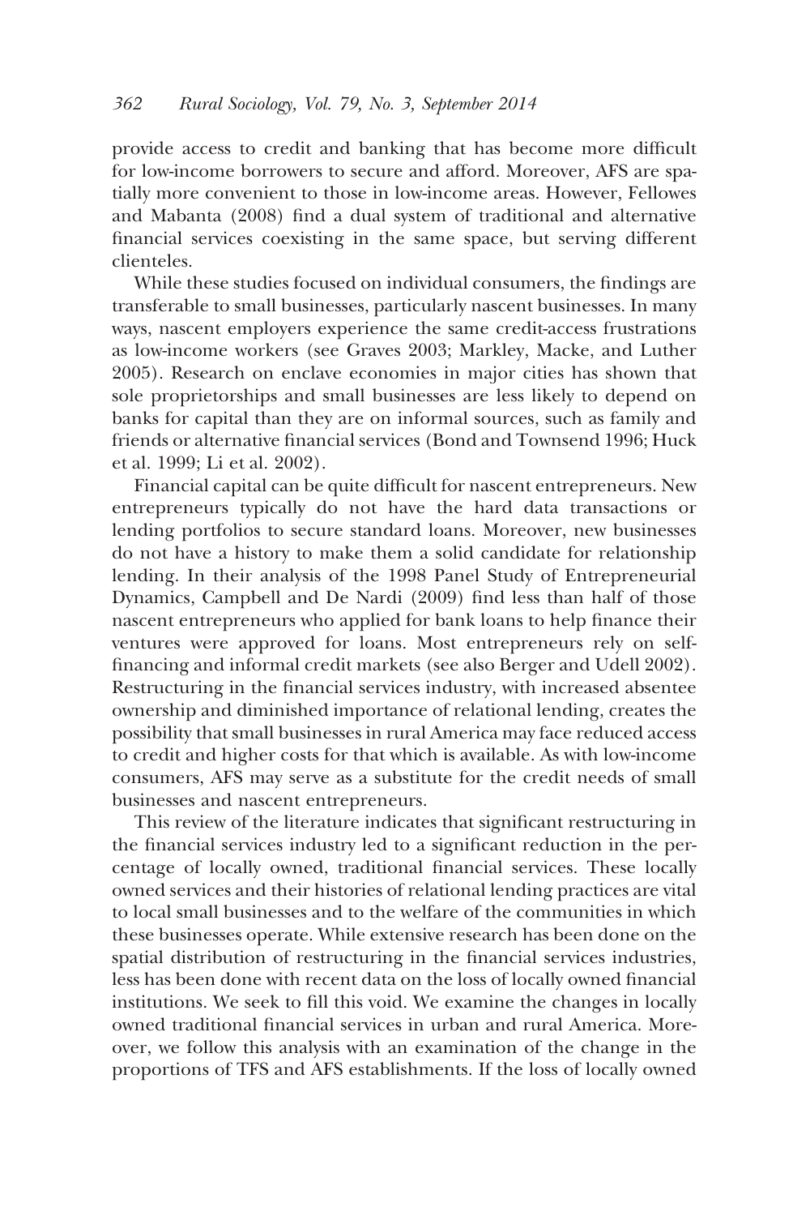provide access to credit and banking that has become more difficult for low-income borrowers to secure and afford. Moreover, AFS are spatially more convenient to those in low-income areas. However, Fellowes and Mabanta (2008) find a dual system of traditional and alternative financial services coexisting in the same space, but serving different clienteles.

While these studies focused on individual consumers, the findings are transferable to small businesses, particularly nascent businesses. In many ways, nascent employers experience the same credit-access frustrations as low-income workers (see Graves 2003; Markley, Macke, and Luther 2005). Research on enclave economies in major cities has shown that sole proprietorships and small businesses are less likely to depend on banks for capital than they are on informal sources, such as family and friends or alternative financial services (Bond and Townsend 1996; Huck et al. 1999; Li et al. 2002).

Financial capital can be quite difficult for nascent entrepreneurs. New entrepreneurs typically do not have the hard data transactions or lending portfolios to secure standard loans. Moreover, new businesses do not have a history to make them a solid candidate for relationship lending. In their analysis of the 1998 Panel Study of Entrepreneurial Dynamics, Campbell and De Nardi (2009) find less than half of those nascent entrepreneurs who applied for bank loans to help finance their ventures were approved for loans. Most entrepreneurs rely on self-financing and informal credit markets (see also Berger and Udell 2002). Restructuring in the financial services industry, with increased absentee ownership and diminished importance of relational lending, creates the possibility that small businesses in rural America may face reduced access to credit and higher costs for that which is available. As with low-income consumers, AFS may serve as a substitute for the credit needs of small businesses and nascent entrepreneurs.

This review of the literature indicates that significant restructuring in the financial services industry led to a significant reduction in the percentage of locally owned, traditional financial services. These locally owned services and their histories of relational lending practices are vital to local small businesses and to the welfare of the communities in which these businesses operate. While extensive research has been done on the spatial distribution of restructuring in the financial services industries, less has been done with recent data on the loss of locally owned financial institutions. We seek to fill this void. We examine the changes in locally owned traditional financial services in urban and rural America. Moreover, we follow this analysis with an examination of the change in the proportions of TFS and AFS establishments. If the loss of locally owned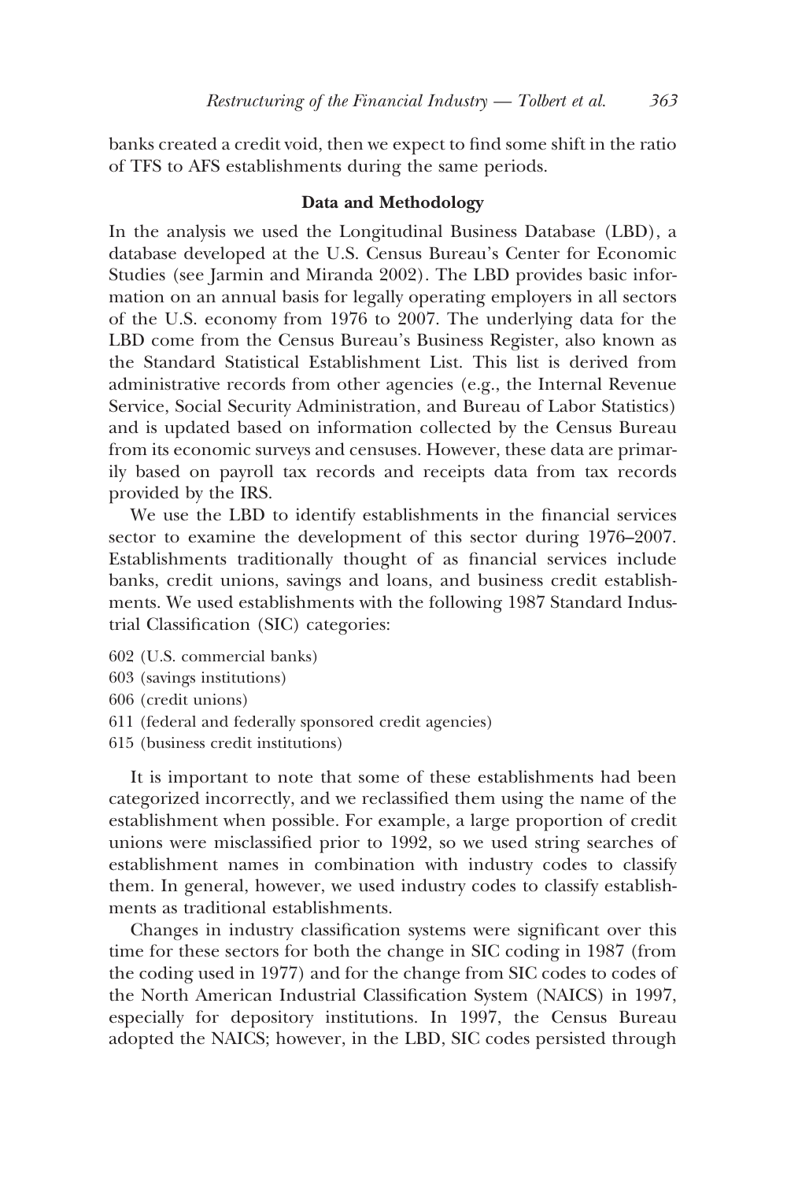banks created a credit void, then we expect to find some shift in the ratio of TFS to AFS establishments during the same periods.

## Data and Methodology

In the analysis we used the Longitudinal Business Database (LBD), a database developed at the U.S. Census Bureau's Center for Economic Studies (see Jarmin and Miranda 2002). The LBD provides basic information on an annual basis for legally operating employers in all sectors of the U.S. economy from 1976 to 2007. The underlying data for the LBD come from the Census Bureau's Business Register, also known as the Standard Statistical Establishment List. This list is derived from administrative records from other agencies (e.g., the Internal Revenue Service, Social Security Administration, and Bureau of Labor Statistics) and is updated based on information collected by the Census Bureau from its economic surveys and censuses. However, these data are primarily based on payroll tax records and receipts data from tax records provided by the IRS.

We use the LBD to identify establishments in the financial services sector to examine the development of this sector during 1976–2007. Establishments traditionally thought of as financial services include banks, credit unions, savings and loans, and business credit establishments. We used establishments with the following 1987 Standard Industrial Classification (SIC) categories:

602 (U.S. commercial banks)
603 (savings institutions)
606 (credit unions)
611 (federal and federally sponsored credit agencies)
615 (business credit institutions)

It is important to note that some of these establishments had been categorized incorrectly, and we reclassified them using the name of the establishment when possible. For example, a large proportion of credit unions were misclassified prior to 1992, so we used string searches of establishment names in combination with industry codes to classify them. In general, however, we used industry codes to classify establishments as traditional establishments.

Changes in industry classification systems were significant over this time for these sectors for both the change in SIC coding in 1987 (from the coding used in 1977) and for the change from SIC codes to codes of the North American Industrial Classification System (NAICS) in 1997, especially for depository institutions. In 1997, the Census Bureau adopted the NAICS; however, in the LBD, SIC codes persisted through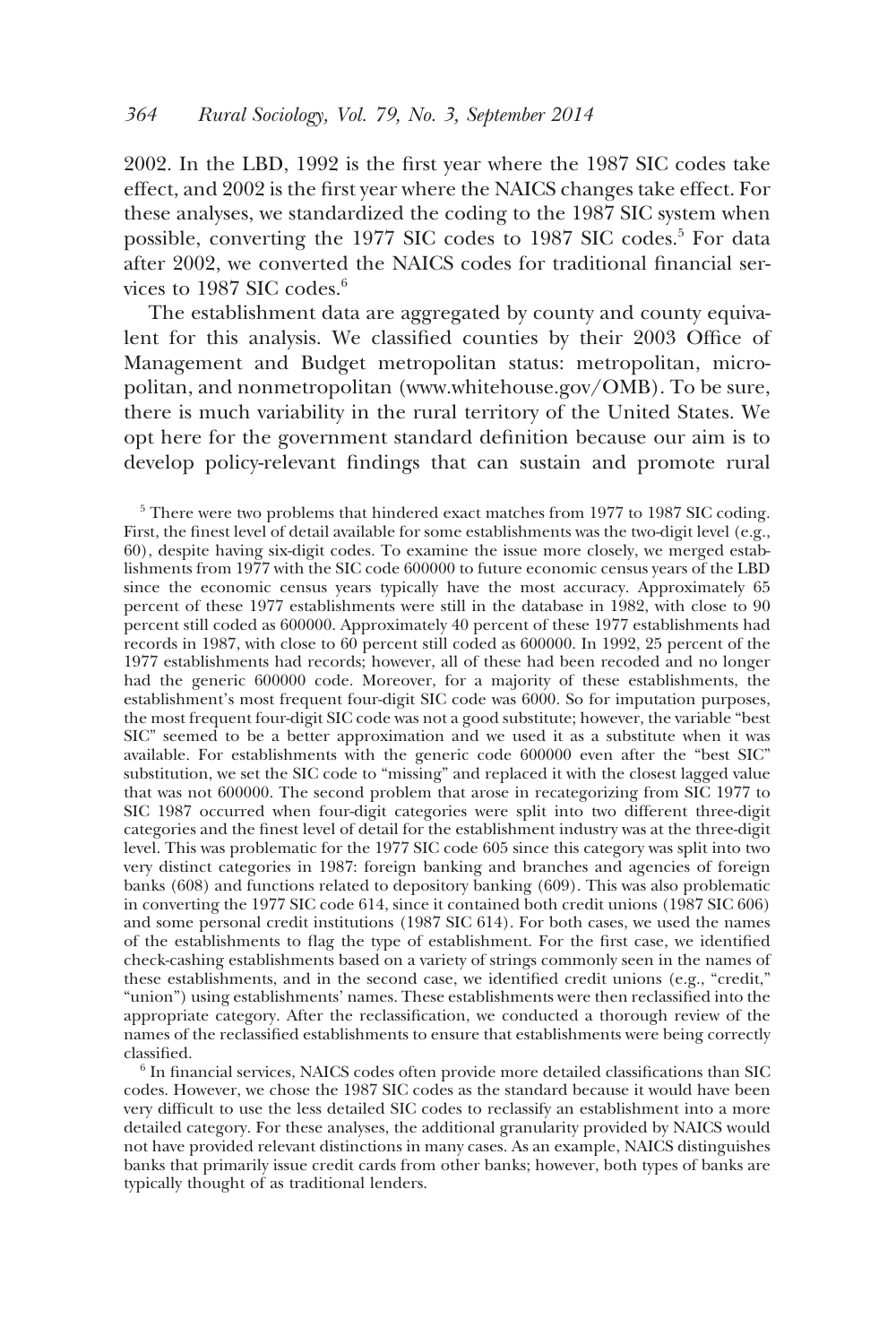2002. In the LBD, 1992 is the first year where the 1987 SIC codes take effect, and 2002 is the first year where the NAICS changes take effect. For these analyses, we standardized the coding to the 1987 SIC system when possible, converting the 1977 SIC codes to 1987 SIC codes.[5] For data after 2002, we converted the NAICS codes for traditional financial services to 1987 SIC codes.[6]

The establishment data are aggregated by county and county equivalent for this analysis. We classified counties by their 2003 Office of Management and Budget metropolitan status: metropolitan, micropolitan, and nonmetropolitan (www.whitehouse.gov/OMB). To be sure, there is much variability in the rural territory of the United States. We opt here for the government standard definition because our aim is to develop policy-relevant findings that can sustain and promote rural

[5] There were two problems that hindered exact matches from 1977 to 1987 SIC coding. First, the finest level of detail available for some establishments was the two-digit level (e.g., 60), despite having six-digit codes. To examine the issue more closely, we merged establishments from 1977 with the SIC code 600000 to future economic census years of the LBD since the economic census years typically have the most accuracy. Approximately 65 percent of these 1977 establishments were still in the database in 1982, with close to 90 percent still coded as 600000. Approximately 40 percent of these 1977 establishments had records in 1987, with close to 60 percent still coded as 600000. In 1992, 25 percent of the 1977 establishments had records; however, all of these had been recoded and no longer had the generic 600000 code. Moreover, for a majority of these establishments, the establishment's most frequent four-digit SIC code was 6000. So for imputation purposes, the most frequent four-digit SIC code was not a good substitute; however, the variable "best SIC" seemed to be a better approximation and we used it as a substitute when it was available. For establishments with the generic code 600000 even after the "best SIC" substitution, we set the SIC code to "missing" and replaced it with the closest lagged value that was not 600000. The second problem that arose in recategorizing from SIC 1977 to SIC 1987 occurred when four-digit categories were split into two different three-digit categories and the finest level of detail for the establishment industry was at the three-digit level. This was problematic for the 1977 SIC code 605 since this category was split into two very distinct categories in 1987: foreign banking and branches and agencies of foreign banks (608) and functions related to depository banking (609). This was also problematic in converting the 1977 SIC code 614, since it contained both credit unions (1987 SIC 606) and some personal credit institutions (1987 SIC 614). For both cases, we used the names of the establishments to flag the type of establishment. For the first case, we identified check-cashing establishments based on a variety of strings commonly seen in the names of these establishments, and in the second case, we identified credit unions (e.g., "credit," "union") using establishments' names. These establishments were then reclassified into the appropriate category. After the reclassification, we conducted a thorough review of the names of the reclassified establishments to ensure that establishments were being correctly classified.

[6] In financial services, NAICS codes often provide more detailed classifications than SIC codes. However, we chose the 1987 SIC codes as the standard because it would have been very difficult to use the less detailed SIC codes to reclassify an establishment into a more detailed category. For these analyses, the additional granularity provided by NAICS would not have provided relevant distinctions in many cases. As an example, NAICS distinguishes banks that primarily issue credit cards from other banks; however, both types of banks are typically thought of as traditional lenders.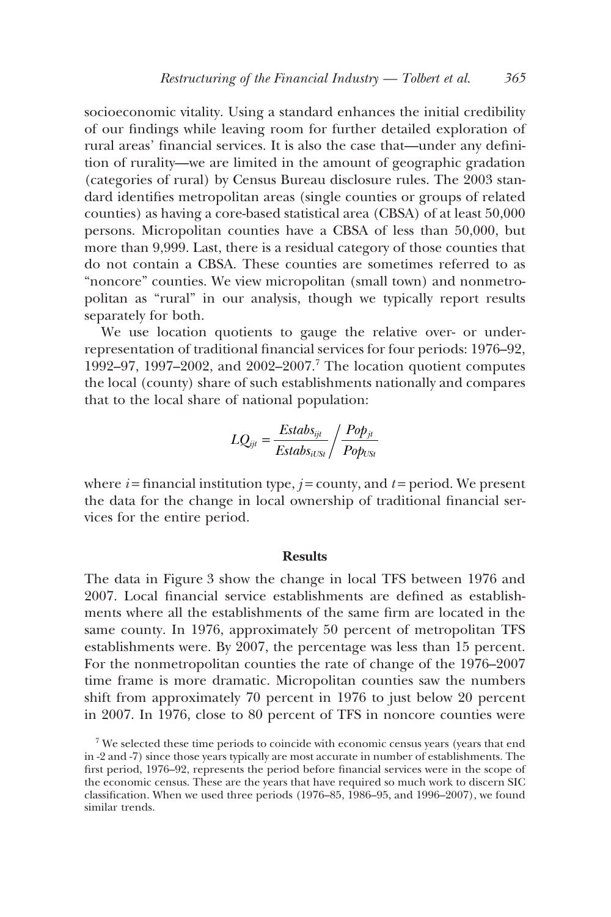socioeconomic vitality. Using a standard enhances the initial credibility of our findings while leaving room for further detailed exploration of rural areas' financial services. It is also the case that—under any definition of rurality—we are limited in the amount of geographic gradation (categories of rural) by Census Bureau disclosure rules. The 2003 standard identifies metropolitan areas (single counties or groups of related counties) as having a core-based statistical area (CBSA) of at least 50,000 persons. Micropolitan counties have a CBSA of less than 50,000, but more than 9,999. Last, there is a residual category of those counties that do not contain a CBSA. These counties are sometimes referred to as "noncore" counties. We view micropolitan (small town) and nonmetropolitan as "rural" in our analysis, though we typically report results separately for both.

We use location quotients to gauge the relative over- or under-representation of traditional financial services for four periods: 1976–92, 1992–97, 1997–2002, and 2002–2007.[7] The location quotient computes the local (county) share of such establishments nationally and compares that to the local share of national population:

$$LQ_{ijt} = \frac{Estabs_{ijt}}{Estabs_{iUSt}} \bigg/ \frac{Pop_{jt}}{Pop_{USt}}$$

where $i$ = financial institution type, $j$ = county, and $t$ = period. We present the data for the change in local ownership of traditional financial services for the entire period.

## Results

The data in Figure 3 show the change in local TFS between 1976 and 2007. Local financial service establishments are defined as establishments where all the establishments of the same firm are located in the same county. In 1976, approximately 50 percent of metropolitan TFS establishments were. By 2007, the percentage was less than 15 percent. For the nonmetropolitan counties the rate of change of the 1976–2007 time frame is more dramatic. Micropolitan counties saw the numbers shift from approximately 70 percent in 1976 to just below 20 percent in 2007. In 1976, close to 80 percent of TFS in noncore counties were

[7] We selected these time periods to coincide with economic census years (years that end in -2 and -7) since those years typically are most accurate in number of establishments. The first period, 1976–92, represents the period before financial services were in the scope of the economic census. These are the years that have required so much work to discern SIC classification. When we used three periods (1976–85, 1986–95, and 1996–2007), we found similar trends.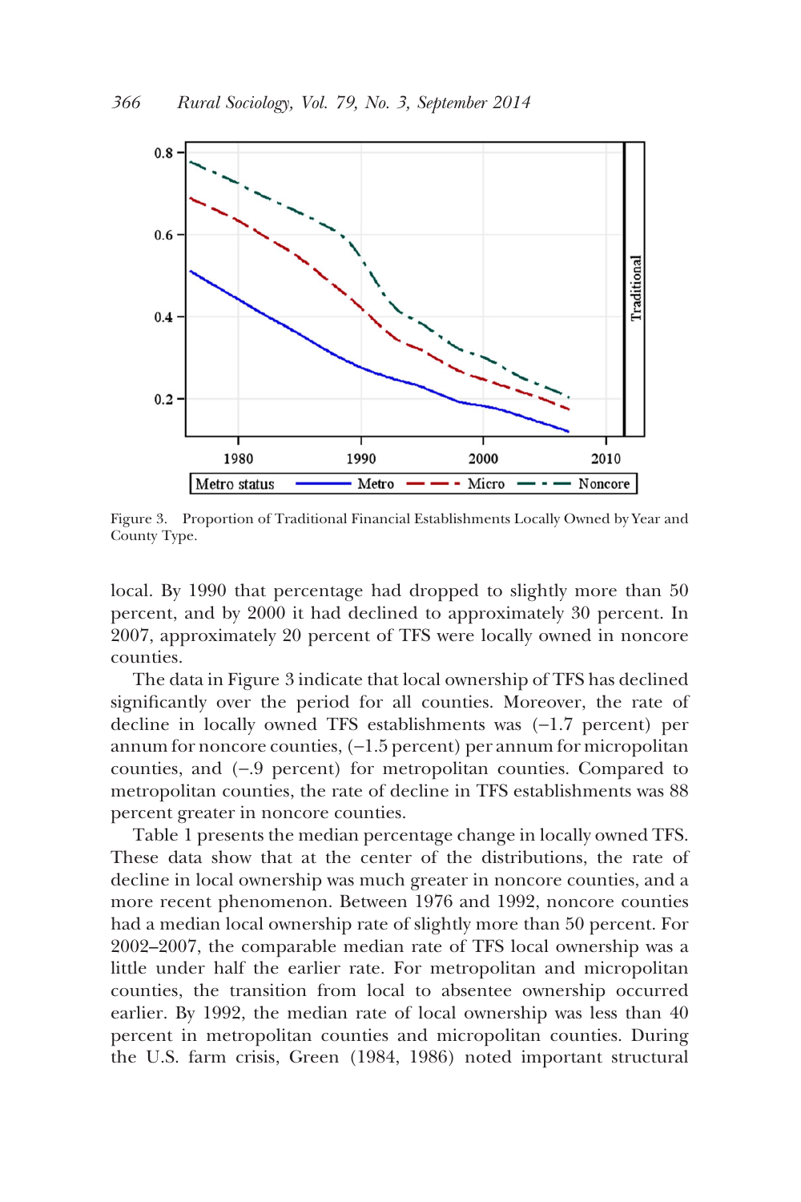Figure 3. Proportion of Traditional Financial Establishments Locally Owned by Year and County Type.

local. By 1990 that percentage had dropped to slightly more than 50 percent, and by 2000 it had declined to approximately 30 percent. In 2007, approximately 20 percent of TFS were locally owned in noncore counties.

The data in Figure 3 indicate that local ownership of TFS has declined significantly over the period for all counties. Moreover, the rate of decline in locally owned TFS establishments was (−1.7 percent) per annum for noncore counties, (−1.5 percent) per annum for micropolitan counties, and (−.9 percent) for metropolitan counties. Compared to metropolitan counties, the rate of decline in TFS establishments was 88 percent greater in noncore counties.

Table 1 presents the median percentage change in locally owned TFS. These data show that at the center of the distributions, the rate of decline in local ownership was much greater in noncore counties, and a more recent phenomenon. Between 1976 and 1992, noncore counties had a median local ownership rate of slightly more than 50 percent. For 2002–2007, the comparable median rate of TFS local ownership was a little under half the earlier rate. For metropolitan and micropolitan counties, the transition from local to absentee ownership occurred earlier. By 1992, the median rate of local ownership was less than 40 percent in metropolitan counties and micropolitan counties. During the U.S. farm crisis, Green (1984, 1986) noted important structural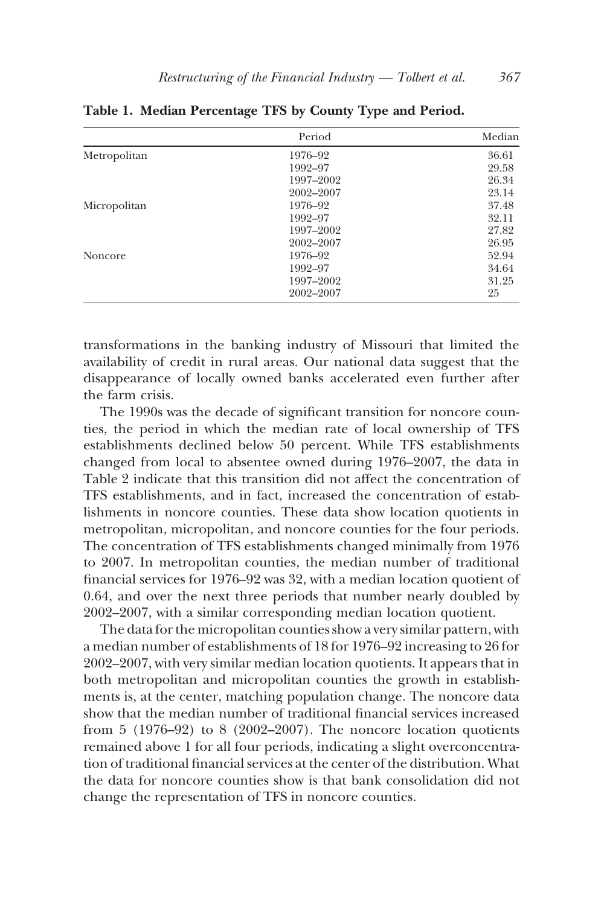**Table 1. Median Percentage TFS by County Type and Period.**

| | Period | Median |
|---|---|---|
| Metropolitan | 1976–92 | 36.61 |
| | 1992–97 | 29.58 |
| | 1997–2002 | 26.34 |
| | 2002–2007 | 23.14 |
| Micropolitan | 1976–92 | 37.48 |
| | 1992–97 | 32.11 |
| | 1997–2002 | 27.82 |
| | 2002–2007 | 26.95 |
| Noncore | 1976–92 | 52.94 |
| | 1992–97 | 34.64 |
| | 1997–2002 | 31.25 |
| | 2002–2007 | 25 |

transformations in the banking industry of Missouri that limited the availability of credit in rural areas. Our national data suggest that the disappearance of locally owned banks accelerated even further after the farm crisis.

The 1990s was the decade of significant transition for noncore counties, the period in which the median rate of local ownership of TFS establishments declined below 50 percent. While TFS establishments changed from local to absentee owned during 1976–2007, the data in Table 2 indicate that this transition did not affect the concentration of TFS establishments, and in fact, increased the concentration of establishments in noncore counties. These data show location quotients in metropolitan, micropolitan, and noncore counties for the four periods. The concentration of TFS establishments changed minimally from 1976 to 2007. In metropolitan counties, the median number of traditional financial services for 1976–92 was 32, with a median location quotient of 0.64, and over the next three periods that number nearly doubled by 2002–2007, with a similar corresponding median location quotient.

The data for the micropolitan counties show a very similar pattern, with a median number of establishments of 18 for 1976–92 increasing to 26 for 2002–2007, with very similar median location quotients. It appears that in both metropolitan and micropolitan counties the growth in establishments is, at the center, matching population change. The noncore data show that the median number of traditional financial services increased from 5 (1976–92) to 8 (2002–2007). The noncore location quotients remained above 1 for all four periods, indicating a slight overconcentration of traditional financial services at the center of the distribution. What the data for noncore counties show is that bank consolidation did not change the representation of TFS in noncore counties.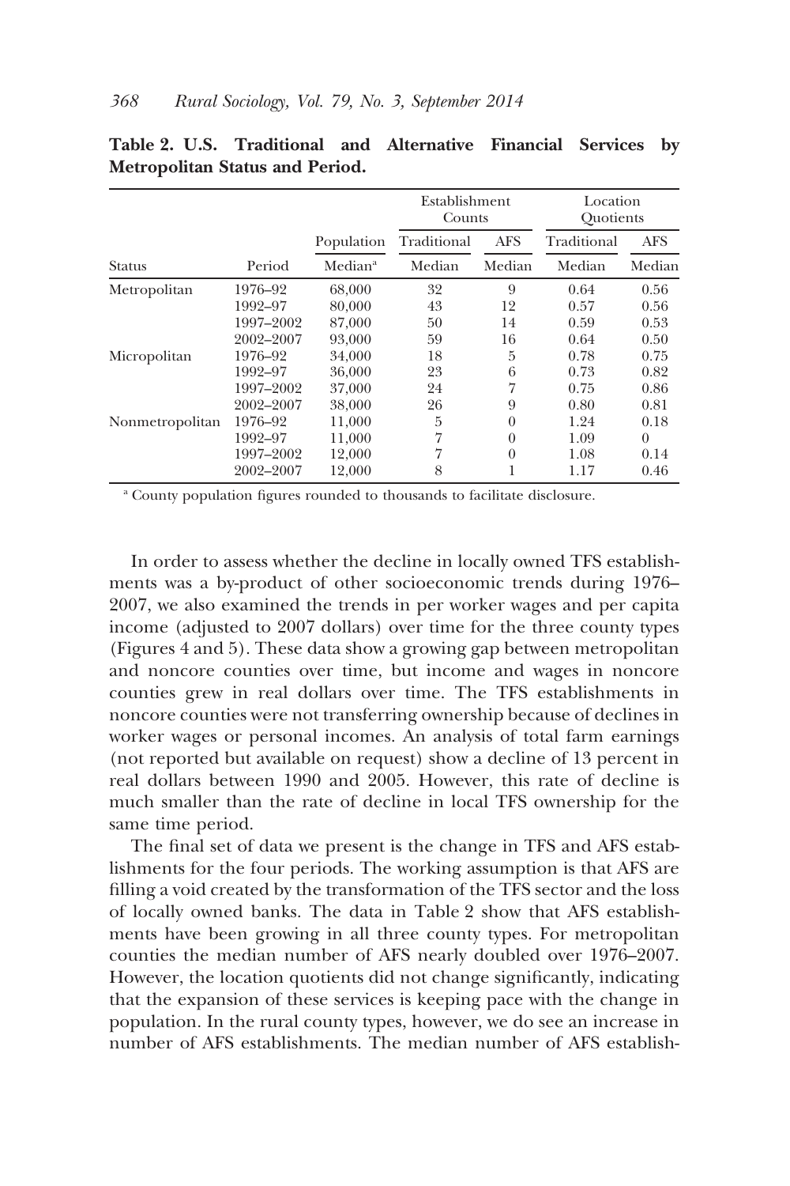**Table 2. U.S. Traditional and Alternative Financial Services by Metropolitan Status and Period.**

| | | Population | Establishment Counts | | Location Quotients | |
|---|---|---|---|---|---|---|
| | | | Traditional | AFS | Traditional | AFS |
| Status | Period | Median[a] | Median | Median | Median | Median |
| Metropolitan | 1976–92 | 68,000 | 32 | 9 | 0.64 | 0.56 |
| | 1992–97 | 80,000 | 43 | 12 | 0.57 | 0.56 |
| | 1997–2002 | 87,000 | 50 | 14 | 0.59 | 0.53 |
| | 2002–2007 | 93,000 | 59 | 16 | 0.64 | 0.50 |
| Micropolitan | 1976–92 | 34,000 | 18 | 5 | 0.78 | 0.75 |
| | 1992–97 | 36,000 | 23 | 6 | 0.73 | 0.82 |
| | 1997–2002 | 37,000 | 24 | 7 | 0.75 | 0.86 |
| | 2002–2007 | 38,000 | 26 | 9 | 0.80 | 0.81 |
| Nonmetropolitan | 1976–92 | 11,000 | 5 | 0 | 1.24 | 0.18 |
| | 1992–97 | 11,000 | 7 | 0 | 1.09 | 0 |
| | 1997–2002 | 12,000 | 7 | 0 | 1.08 | 0.14 |
| | 2002–2007 | 12,000 | 8 | 1 | 1.17 | 0.46 |

[a] County population figures rounded to thousands to facilitate disclosure.

In order to assess whether the decline in locally owned TFS establishments was a by-product of other socioeconomic trends during 1976–2007, we also examined the trends in per worker wages and per capita income (adjusted to 2007 dollars) over time for the three county types (Figures 4 and 5). These data show a growing gap between metropolitan and noncore counties over time, but income and wages in noncore counties grew in real dollars over time. The TFS establishments in noncore counties were not transferring ownership because of declines in worker wages or personal incomes. An analysis of total farm earnings (not reported but available on request) show a decline of 13 percent in real dollars between 1990 and 2005. However, this rate of decline is much smaller than the rate of decline in local TFS ownership for the same time period.

The final set of data we present is the change in TFS and AFS establishments for the four periods. The working assumption is that AFS are filling a void created by the transformation of the TFS sector and the loss of locally owned banks. The data in Table 2 show that AFS establishments have been growing in all three county types. For metropolitan counties the median number of AFS nearly doubled over 1976–2007. However, the location quotients did not change significantly, indicating that the expansion of these services is keeping pace with the change in population. In the rural county types, however, we do see an increase in number of AFS establishments. The median number of AFS establish-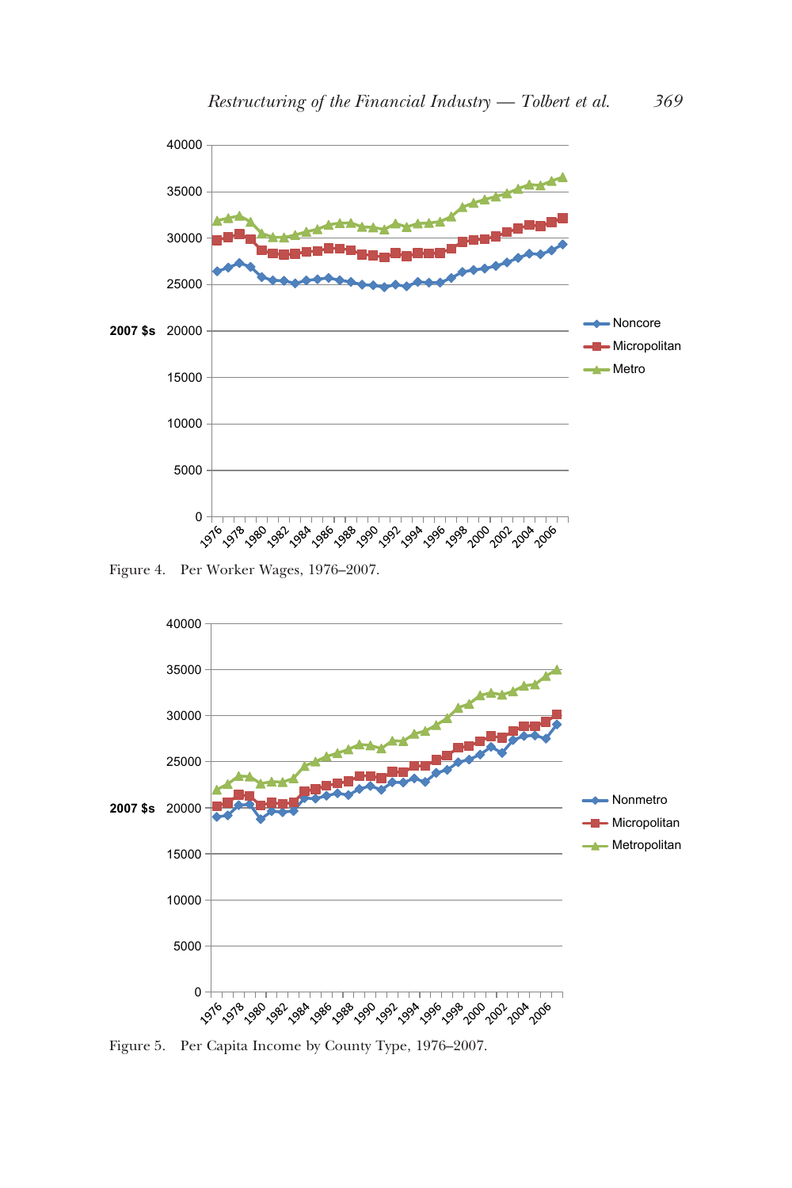Figure 4. Per Worker Wages, 1976–2007.

Figure 5. Per Capita Income by County Type, 1976–2007.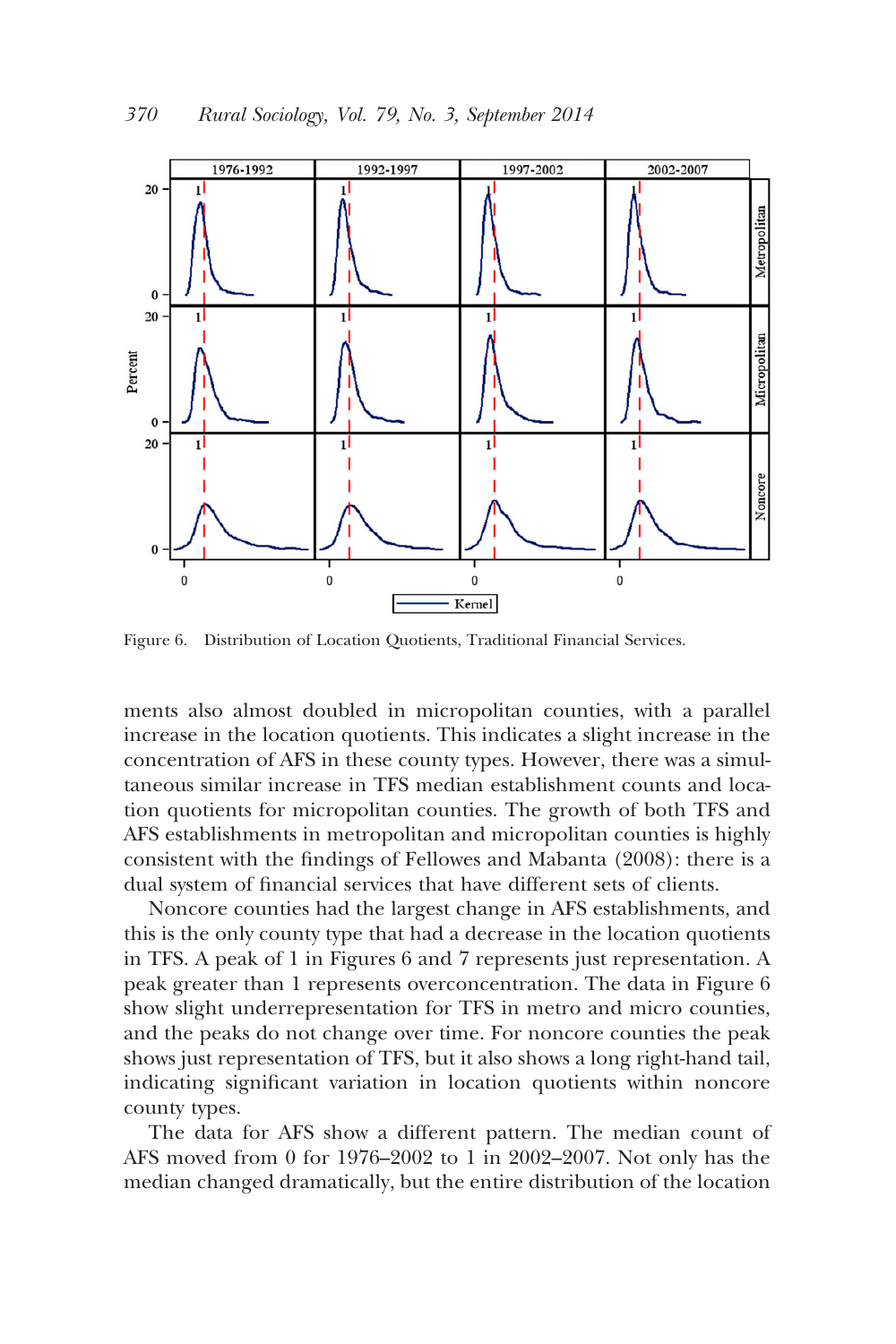Figure 6. Distribution of Location Quotients, Traditional Financial Services.

ments also almost doubled in micropolitan counties, with a parallel increase in the location quotients. This indicates a slight increase in the concentration of AFS in these county types. However, there was a simultaneous similar increase in TFS median establishment counts and location quotients for micropolitan counties. The growth of both TFS and AFS establishments in metropolitan and micropolitan counties is highly consistent with the findings of Fellowes and Mabanta (2008): there is a dual system of financial services that have different sets of clients.

Noncore counties had the largest change in AFS establishments, and this is the only county type that had a decrease in the location quotients in TFS. A peak of 1 in Figures 6 and 7 represents just representation. A peak greater than 1 represents overconcentration. The data in Figure 6 show slight underrepresentation for TFS in metro and micro counties, and the peaks do not change over time. For noncore counties the peak shows just representation of TFS, but it also shows a long right-hand tail, indicating significant variation in location quotients within noncore county types.

The data for AFS show a different pattern. The median count of AFS moved from 0 for 1976–2002 to 1 in 2002–2007. Not only has the median changed dramatically, but the entire distribution of the location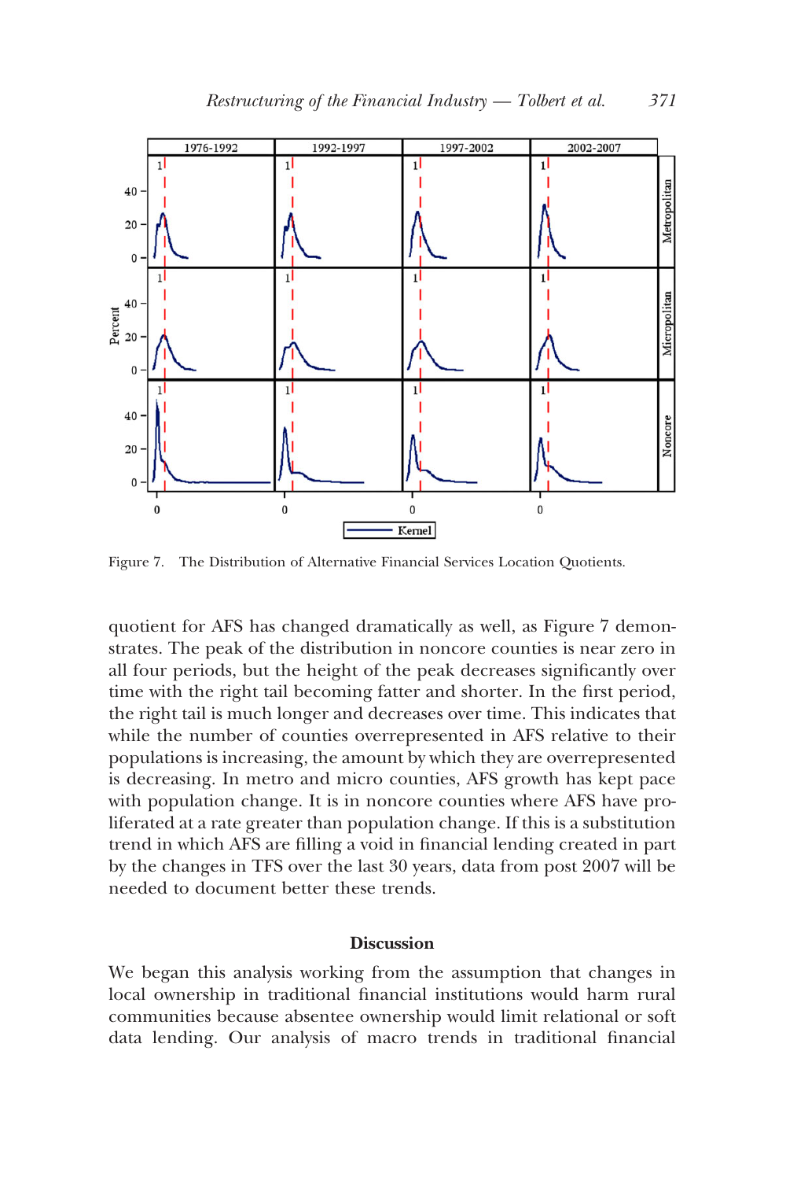Figure 7. The Distribution of Alternative Financial Services Location Quotients.

quotient for AFS has changed dramatically as well, as Figure 7 demonstrates. The peak of the distribution in noncore counties is near zero in all four periods, but the height of the peak decreases significantly over time with the right tail becoming fatter and shorter. In the first period, the right tail is much longer and decreases over time. This indicates that while the number of counties overrepresented in AFS relative to their populations is increasing, the amount by which they are overrepresented is decreasing. In metro and micro counties, AFS growth has kept pace with population change. It is in noncore counties where AFS have proliferated at a rate greater than population change. If this is a substitution trend in which AFS are filling a void in financial lending created in part by the changes in TFS over the last 30 years, data from post 2007 will be needed to document better these trends.

## Discussion

We began this analysis working from the assumption that changes in local ownership in traditional financial institutions would harm rural communities because absentee ownership would limit relational or soft data lending. Our analysis of macro trends in traditional financial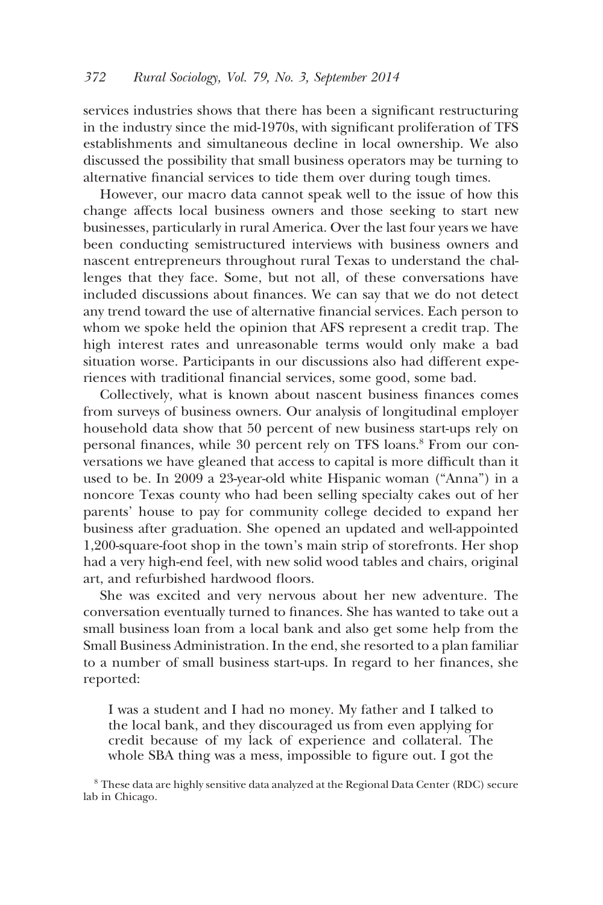services industries shows that there has been a significant restructuring in the industry since the mid-1970s, with significant proliferation of TFS establishments and simultaneous decline in local ownership. We also discussed the possibility that small business operators may be turning to alternative financial services to tide them over during tough times.

However, our macro data cannot speak well to the issue of how this change affects local business owners and those seeking to start new businesses, particularly in rural America. Over the last four years we have been conducting semistructured interviews with business owners and nascent entrepreneurs throughout rural Texas to understand the challenges that they face. Some, but not all, of these conversations have included discussions about finances. We can say that we do not detect any trend toward the use of alternative financial services. Each person to whom we spoke held the opinion that AFS represent a credit trap. The high interest rates and unreasonable terms would only make a bad situation worse. Participants in our discussions also had different experiences with traditional financial services, some good, some bad.

Collectively, what is known about nascent business finances comes from surveys of business owners. Our analysis of longitudinal employer household data show that 50 percent of new business start-ups rely on personal finances, while 30 percent rely on TFS loans.[8] From our conversations we have gleaned that access to capital is more difficult than it used to be. In 2009 a 23-year-old white Hispanic woman ("Anna") in a noncore Texas county who had been selling specialty cakes out of her parents' house to pay for community college decided to expand her business after graduation. She opened an updated and well-appointed 1,200-square-foot shop in the town's main strip of storefronts. Her shop had a very high-end feel, with new solid wood tables and chairs, original art, and refurbished hardwood floors.

She was excited and very nervous about her new adventure. The conversation eventually turned to finances. She has wanted to take out a small business loan from a local bank and also get some help from the Small Business Administration. In the end, she resorted to a plan familiar to a number of small business start-ups. In regard to her finances, she reported:

> I was a student and I had no money. My father and I talked to the local bank, and they discouraged us from even applying for credit because of my lack of experience and collateral. The whole SBA thing was a mess, impossible to figure out. I got the

[8] These data are highly sensitive data analyzed at the Regional Data Center (RDC) secure lab in Chicago.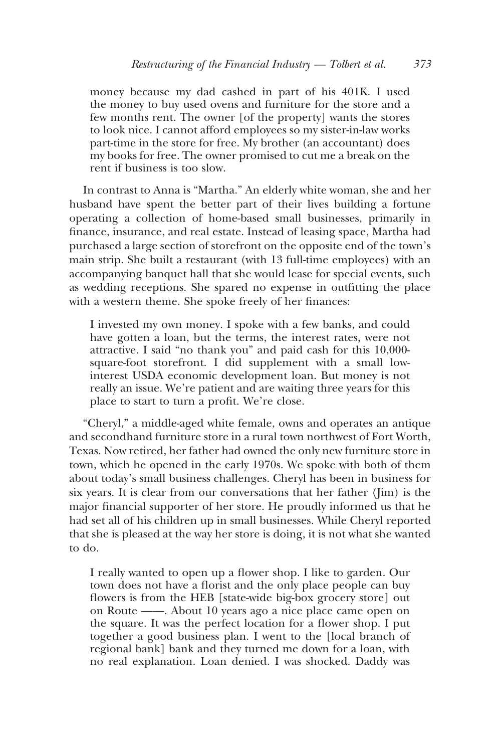> money because my dad cashed in part of his 401K. I used the money to buy used ovens and furniture for the store and a few months rent. The owner [of the property] wants the stores to look nice. I cannot afford employees so my sister-in-law works part-time in the store for free. My brother (an accountant) does my books for free. The owner promised to cut me a break on the rent if business is too slow.

In contrast to Anna is "Martha." An elderly white woman, she and her husband have spent the better part of their lives building a fortune operating a collection of home-based small businesses, primarily in finance, insurance, and real estate. Instead of leasing space, Martha had purchased a large section of storefront on the opposite end of the town's main strip. She built a restaurant (with 13 full-time employees) with an accompanying banquet hall that she would lease for special events, such as wedding receptions. She spared no expense in outfitting the place with a western theme. She spoke freely of her finances:

> I invested my own money. I spoke with a few banks, and could have gotten a loan, but the terms, the interest rates, were not attractive. I said "no thank you" and paid cash for this 10,000-square-foot storefront. I did supplement with a small low-interest USDA economic development loan. But money is not really an issue. We're patient and are waiting three years for this place to start to turn a profit. We're close.

"Cheryl," a middle-aged white female, owns and operates an antique and secondhand furniture store in a rural town northwest of Fort Worth, Texas. Now retired, her father had owned the only new furniture store in town, which he opened in the early 1970s. We spoke with both of them about today's small business challenges. Cheryl has been in business for six years. It is clear from our conversations that her father (Jim) is the major financial supporter of her store. He proudly informed us that he had set all of his children up in small businesses. While Cheryl reported that she is pleased at the way her store is doing, it is not what she wanted to do.

> I really wanted to open up a flower shop. I like to garden. Our town does not have a florist and the only place people can buy flowers is from the HEB [state-wide big-box grocery store] out on Route ——. About 10 years ago a nice place came open on the square. It was the perfect location for a flower shop. I put together a good business plan. I went to the [local branch of regional bank] bank and they turned me down for a loan, with no real explanation. Loan denied. I was shocked. Daddy was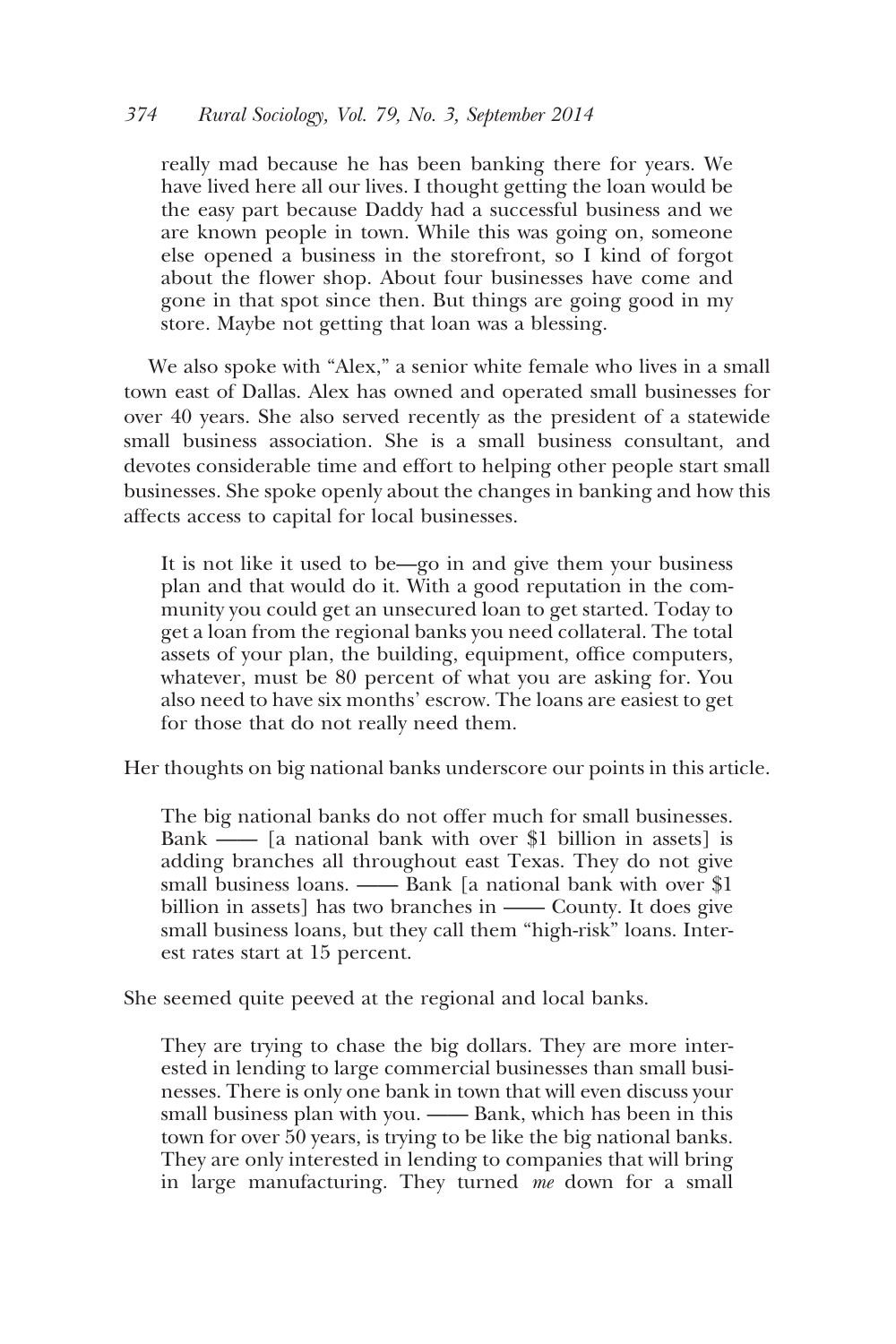really mad because he has been banking there for years. We have lived here all our lives. I thought getting the loan would be the easy part because Daddy had a successful business and we are known people in town. While this was going on, someone else opened a business in the storefront, so I kind of forgot about the flower shop. About four businesses have come and gone in that spot since then. But things are going good in my store. Maybe not getting that loan was a blessing.

We also spoke with "Alex," a senior white female who lives in a small town east of Dallas. Alex has owned and operated small businesses for over 40 years. She also served recently as the president of a statewide small business association. She is a small business consultant, and devotes considerable time and effort to helping other people start small businesses. She spoke openly about the changes in banking and how this affects access to capital for local businesses.

> It is not like it used to be—go in and give them your business plan and that would do it. With a good reputation in the community you could get an unsecured loan to get started. Today to get a loan from the regional banks you need collateral. The total assets of your plan, the building, equipment, office computers, whatever, must be 80 percent of what you are asking for. You also need to have six months' escrow. The loans are easiest to get for those that do not really need them.

Her thoughts on big national banks underscore our points in this article.

> The big national banks do not offer much for small businesses. Bank —— [a national bank with over $1 billion in assets] is adding branches all throughout east Texas. They do not give small business loans. —— Bank [a national bank with over $1 billion in assets] has two branches in —— County. It does give small business loans, but they call them "high-risk" loans. Interest rates start at 15 percent.

She seemed quite peeved at the regional and local banks.

> They are trying to chase the big dollars. They are more interested in lending to large commercial businesses than small businesses. There is only one bank in town that will even discuss your small business plan with you. —— Bank, which has been in this town for over 50 years, is trying to be like the big national banks. They are only interested in lending to companies that will bring in large manufacturing. They turned *me* down for a small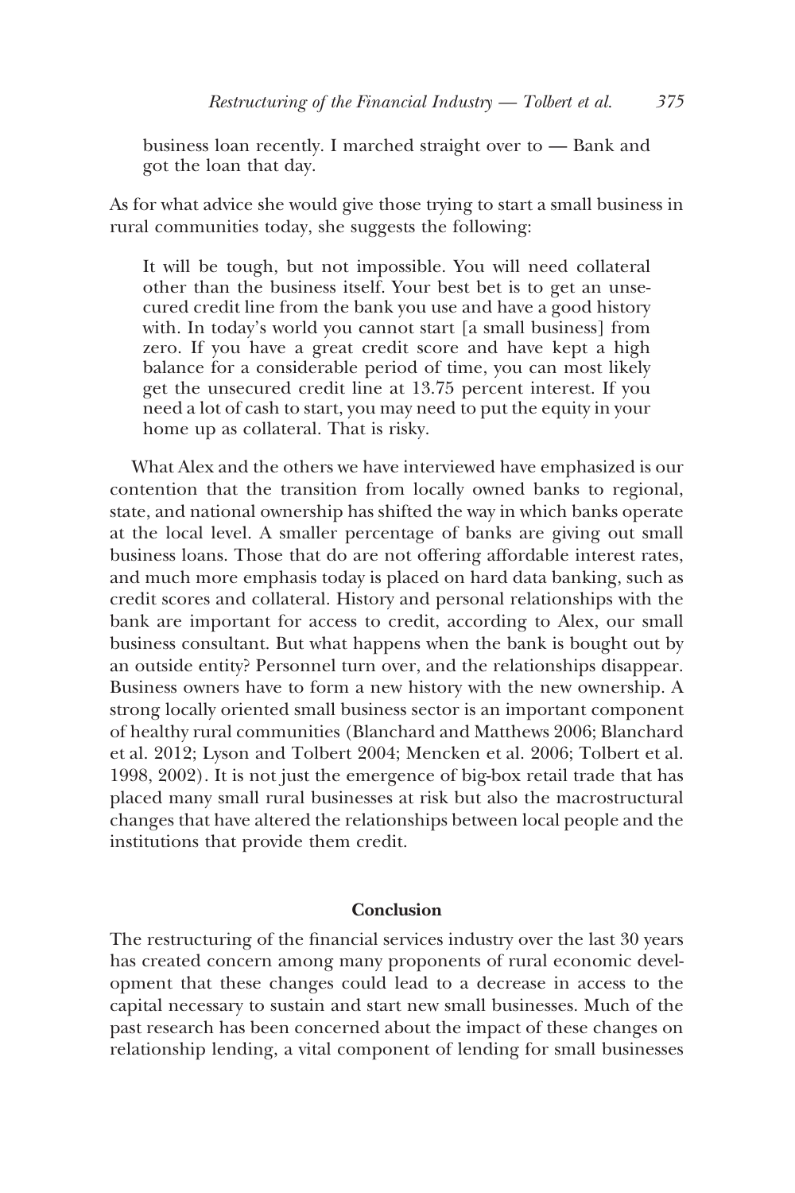> business loan recently. I marched straight over to — Bank and got the loan that day.

As for what advice she would give those trying to start a small business in rural communities today, she suggests the following:

> It will be tough, but not impossible. You will need collateral other than the business itself. Your best bet is to get an unsecured credit line from the bank you use and have a good history with. In today's world you cannot start [a small business] from zero. If you have a great credit score and have kept a high balance for a considerable period of time, you can most likely get the unsecured credit line at 13.75 percent interest. If you need a lot of cash to start, you may need to put the equity in your home up as collateral. That is risky.

What Alex and the others we have interviewed have emphasized is our contention that the transition from locally owned banks to regional, state, and national ownership has shifted the way in which banks operate at the local level. A smaller percentage of banks are giving out small business loans. Those that do are not offering affordable interest rates, and much more emphasis today is placed on hard data banking, such as credit scores and collateral. History and personal relationships with the bank are important for access to credit, according to Alex, our small business consultant. But what happens when the bank is bought out by an outside entity? Personnel turn over, and the relationships disappear. Business owners have to form a new history with the new ownership. A strong locally oriented small business sector is an important component of healthy rural communities (Blanchard and Matthews 2006; Blanchard et al. 2012; Lyson and Tolbert 2004; Mencken et al. 2006; Tolbert et al. 1998, 2002). It is not just the emergence of big-box retail trade that has placed many small rural businesses at risk but also the macrostructural changes that have altered the relationships between local people and the institutions that provide them credit.

## Conclusion

The restructuring of the financial services industry over the last 30 years has created concern among many proponents of rural economic development that these changes could lead to a decrease in access to the capital necessary to sustain and start new small businesses. Much of the past research has been concerned about the impact of these changes on relationship lending, a vital component of lending for small businesses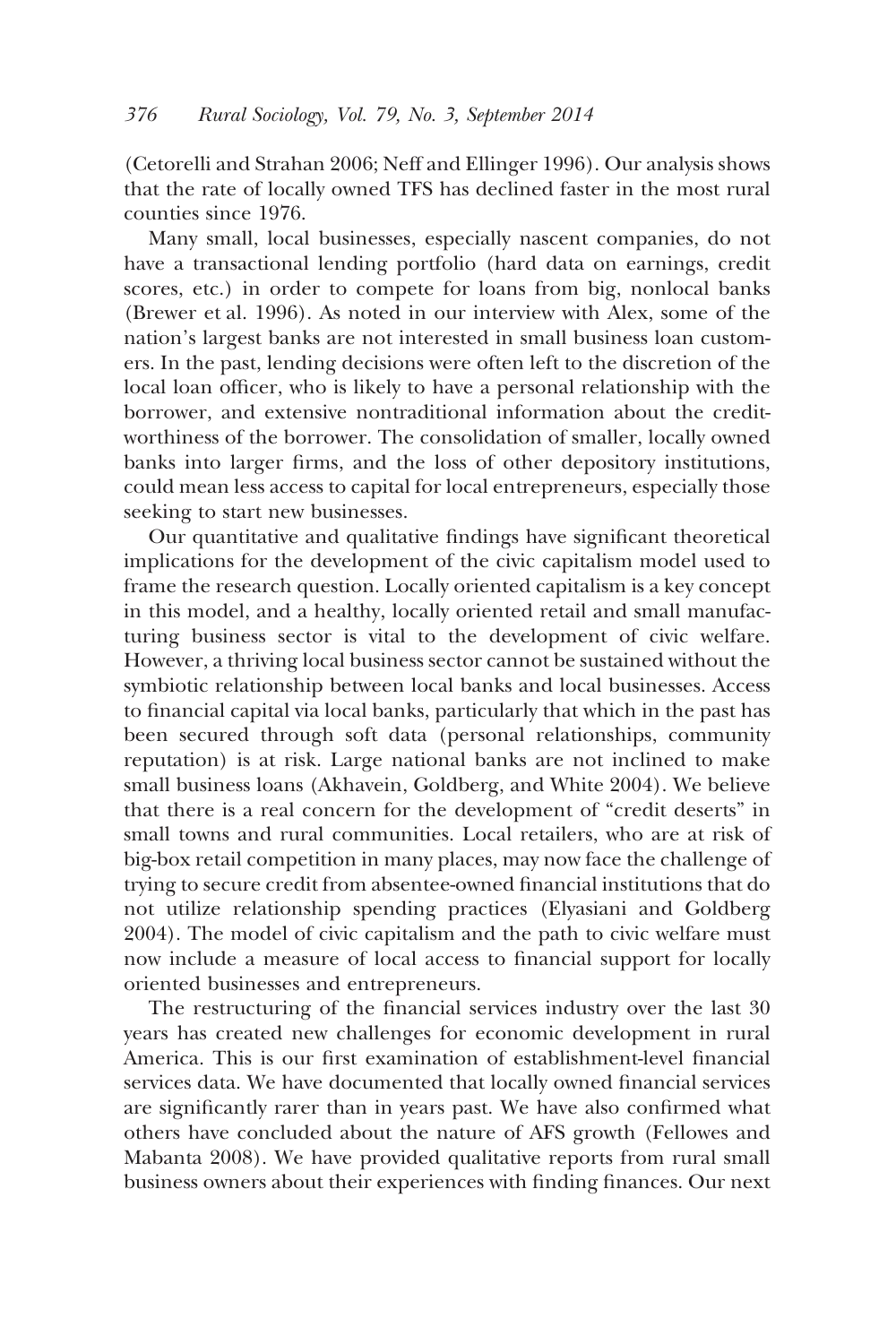(Cetorelli and Strahan 2006; Neff and Ellinger 1996). Our analysis shows that the rate of locally owned TFS has declined faster in the most rural counties since 1976.

Many small, local businesses, especially nascent companies, do not have a transactional lending portfolio (hard data on earnings, credit scores, etc.) in order to compete for loans from big, nonlocal banks (Brewer et al. 1996). As noted in our interview with Alex, some of the nation's largest banks are not interested in small business loan customers. In the past, lending decisions were often left to the discretion of the local loan officer, who is likely to have a personal relationship with the borrower, and extensive nontraditional information about the creditworthiness of the borrower. The consolidation of smaller, locally owned banks into larger firms, and the loss of other depository institutions, could mean less access to capital for local entrepreneurs, especially those seeking to start new businesses.

Our quantitative and qualitative findings have significant theoretical implications for the development of the civic capitalism model used to frame the research question. Locally oriented capitalism is a key concept in this model, and a healthy, locally oriented retail and small manufacturing business sector is vital to the development of civic welfare. However, a thriving local business sector cannot be sustained without the symbiotic relationship between local banks and local businesses. Access to financial capital via local banks, particularly that which in the past has been secured through soft data (personal relationships, community reputation) is at risk. Large national banks are not inclined to make small business loans (Akhavein, Goldberg, and White 2004). We believe that there is a real concern for the development of "credit deserts" in small towns and rural communities. Local retailers, who are at risk of big-box retail competition in many places, may now face the challenge of trying to secure credit from absentee-owned financial institutions that do not utilize relationship spending practices (Elyasiani and Goldberg 2004). The model of civic capitalism and the path to civic welfare must now include a measure of local access to financial support for locally oriented businesses and entrepreneurs.

The restructuring of the financial services industry over the last 30 years has created new challenges for economic development in rural America. This is our first examination of establishment-level financial services data. We have documented that locally owned financial services are significantly rarer than in years past. We have also confirmed what others have concluded about the nature of AFS growth (Fellowes and Mabanta 2008). We have provided qualitative reports from rural small business owners about their experiences with finding finances. Our next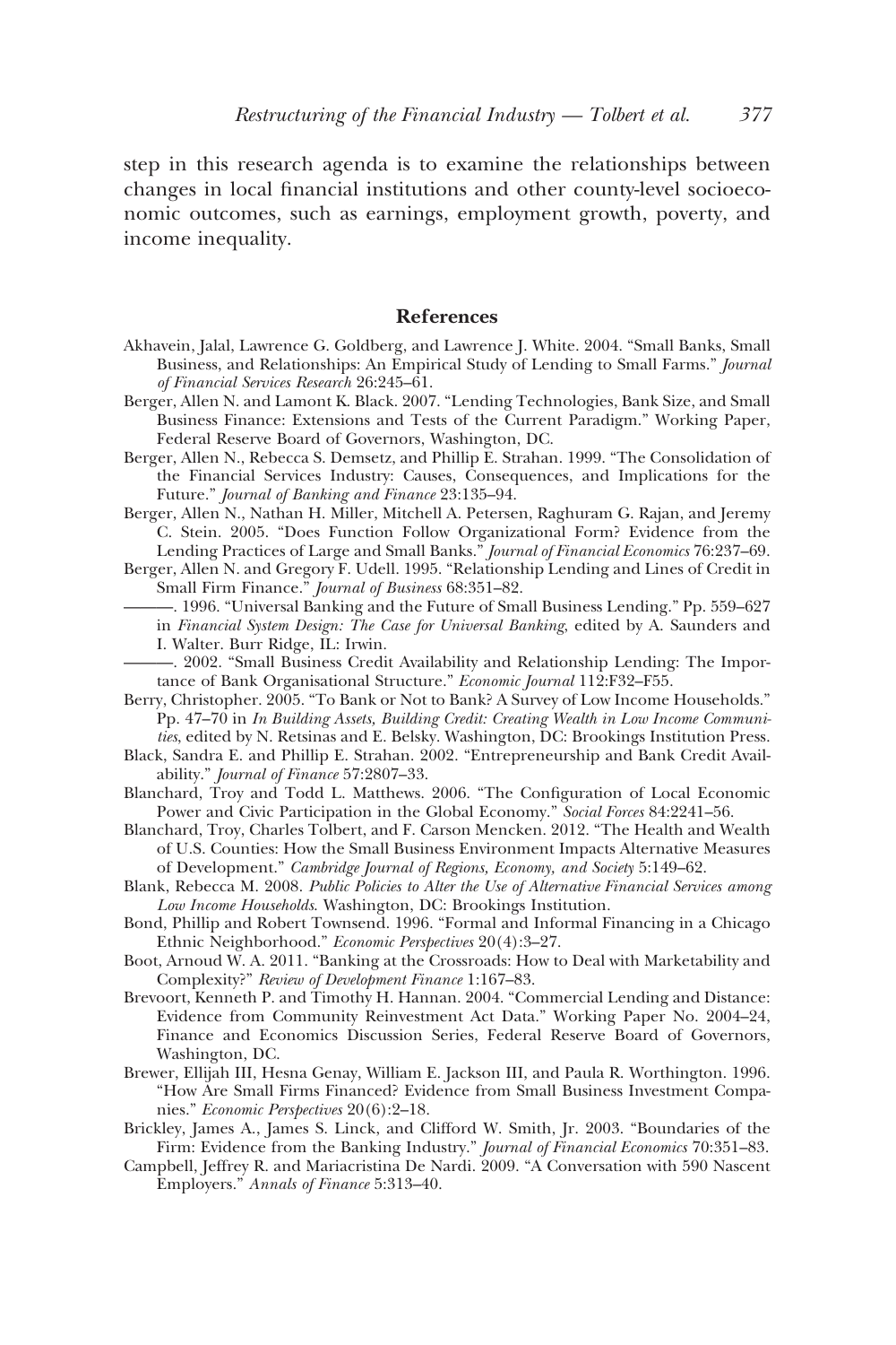step in this research agenda is to examine the relationships between changes in local financial institutions and other county-level socioeconomic outcomes, such as earnings, employment growth, poverty, and income inequality.

## References

Akhavein, Jalal, Lawrence G. Goldberg, and Lawrence J. White. 2004. "Small Banks, Small Business, and Relationships: An Empirical Study of Lending to Small Farms." *Journal of Financial Services Research* 26:245–61.

Berger, Allen N. and Lamont K. Black. 2007. "Lending Technologies, Bank Size, and Small Business Finance: Extensions and Tests of the Current Paradigm." Working Paper, Federal Reserve Board of Governors, Washington, DC.

Berger, Allen N., Rebecca S. Demsetz, and Phillip E. Strahan. 1999. "The Consolidation of the Financial Services Industry: Causes, Consequences, and Implications for the Future." *Journal of Banking and Finance* 23:135–94.

Berger, Allen N., Nathan H. Miller, Mitchell A. Petersen, Raghuram G. Rajan, and Jeremy C. Stein. 2005. "Does Function Follow Organizational Form? Evidence from the Lending Practices of Large and Small Banks." *Journal of Financial Economics* 76:237–69.

Berger, Allen N. and Gregory F. Udell. 1995. "Relationship Lending and Lines of Credit in Small Firm Finance." *Journal of Business* 68:351–82.

———. 1996. "Universal Banking and the Future of Small Business Lending." Pp. 559–627 in *Financial System Design: The Case for Universal Banking*, edited by A. Saunders and I. Walter. Burr Ridge, IL: Irwin.

———. 2002. "Small Business Credit Availability and Relationship Lending: The Importance of Bank Organisational Structure." *Economic Journal* 112:F32–F55.

Berry, Christopher. 2005. "To Bank or Not to Bank? A Survey of Low Income Households." Pp. 47–70 in *In Building Assets, Building Credit: Creating Wealth in Low Income Communities*, edited by N. Retsinas and E. Belsky. Washington, DC: Brookings Institution Press.

Black, Sandra E. and Phillip E. Strahan. 2002. "Entrepreneurship and Bank Credit Availability." *Journal of Finance* 57:2807–33.

Blanchard, Troy and Todd L. Matthews. 2006. "The Configuration of Local Economic Power and Civic Participation in the Global Economy." *Social Forces* 84:2241–56.

Blanchard, Troy, Charles Tolbert, and F. Carson Mencken. 2012. "The Health and Wealth of U.S. Counties: How the Small Business Environment Impacts Alternative Measures of Development." *Cambridge Journal of Regions, Economy, and Society* 5:149–62.

Blank, Rebecca M. 2008. *Public Policies to Alter the Use of Alternative Financial Services among Low Income Households*. Washington, DC: Brookings Institution.

Bond, Phillip and Robert Townsend. 1996. "Formal and Informal Financing in a Chicago Ethnic Neighborhood." *Economic Perspectives* 20(4):3–27.

Boot, Arnoud W. A. 2011. "Banking at the Crossroads: How to Deal with Marketability and Complexity?" *Review of Development Finance* 1:167–83.

Brevoort, Kenneth P. and Timothy H. Hannan. 2004. "Commercial Lending and Distance: Evidence from Community Reinvestment Act Data." Working Paper No. 2004–24, Finance and Economics Discussion Series, Federal Reserve Board of Governors, Washington, DC.

Brewer, Ellijah III, Hesna Genay, William E. Jackson III, and Paula R. Worthington. 1996. "How Are Small Firms Financed? Evidence from Small Business Investment Companies." *Economic Perspectives* 20(6):2–18.

Brickley, James A., James S. Linck, and Clifford W. Smith, Jr. 2003. "Boundaries of the Firm: Evidence from the Banking Industry." *Journal of Financial Economics* 70:351–83.

Campbell, Jeffrey R. and Mariacristina De Nardi. 2009. "A Conversation with 590 Nascent Employers." *Annals of Finance* 5:313–40.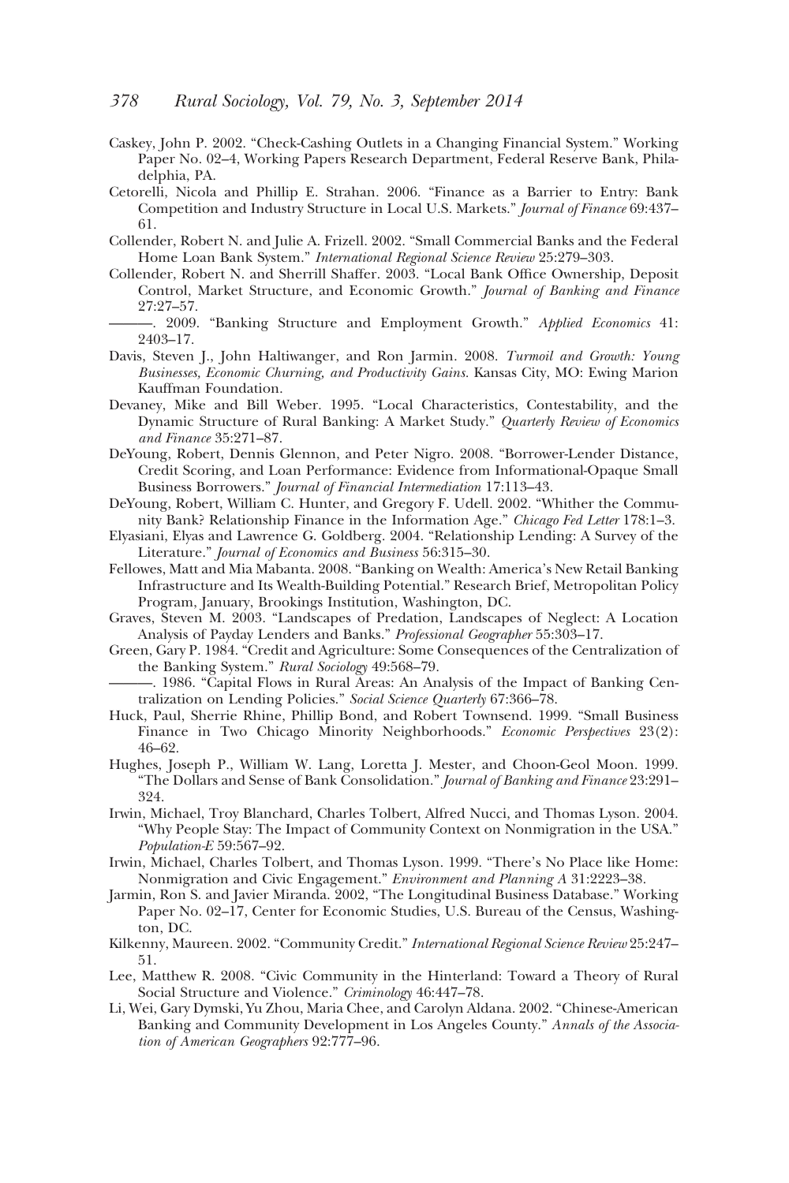Caskey, John P. 2002. "Check-Cashing Outlets in a Changing Financial System." Working Paper No. 02–4, Working Papers Research Department, Federal Reserve Bank, Philadelphia, PA.

Cetorelli, Nicola and Phillip E. Strahan. 2006. "Finance as a Barrier to Entry: Bank Competition and Industry Structure in Local U.S. Markets." *Journal of Finance* 69:437–61.

Collender, Robert N. and Julie A. Frizell. 2002. "Small Commercial Banks and the Federal Home Loan Bank System." *International Regional Science Review* 25:279–303.

Collender, Robert N. and Sherrill Shaffer. 2003. "Local Bank Office Ownership, Deposit Control, Market Structure, and Economic Growth." *Journal of Banking and Finance* 27:27–57.

———. 2009. "Banking Structure and Employment Growth." *Applied Economics* 41: 2403–17.

Davis, Steven J., John Haltiwanger, and Ron Jarmin. 2008. *Turmoil and Growth: Young Businesses, Economic Churning, and Productivity Gains*. Kansas City, MO: Ewing Marion Kauffman Foundation.

Devaney, Mike and Bill Weber. 1995. "Local Characteristics, Contestability, and the Dynamic Structure of Rural Banking: A Market Study." *Quarterly Review of Economics and Finance* 35:271–87.

DeYoung, Robert, Dennis Glennon, and Peter Nigro. 2008. "Borrower-Lender Distance, Credit Scoring, and Loan Performance: Evidence from Informational-Opaque Small Business Borrowers." *Journal of Financial Intermediation* 17:113–43.

DeYoung, Robert, William C. Hunter, and Gregory F. Udell. 2002. "Whither the Community Bank? Relationship Finance in the Information Age." *Chicago Fed Letter* 178:1–3.

Elyasiani, Elyas and Lawrence G. Goldberg. 2004. "Relationship Lending: A Survey of the Literature." *Journal of Economics and Business* 56:315–30.

Fellowes, Matt and Mia Mabanta. 2008. "Banking on Wealth: America's New Retail Banking Infrastructure and Its Wealth-Building Potential." Research Brief, Metropolitan Policy Program, January, Brookings Institution, Washington, DC.

Graves, Steven M. 2003. "Landscapes of Predation, Landscapes of Neglect: A Location Analysis of Payday Lenders and Banks." *Professional Geographer* 55:303–17.

Green, Gary P. 1984. "Credit and Agriculture: Some Consequences of the Centralization of the Banking System." *Rural Sociology* 49:568–79.

———. 1986. "Capital Flows in Rural Areas: An Analysis of the Impact of Banking Centralization on Lending Policies." *Social Science Quarterly* 67:366–78.

Huck, Paul, Sherrie Rhine, Phillip Bond, and Robert Townsend. 1999. "Small Business Finance in Two Chicago Minority Neighborhoods." *Economic Perspectives* 23(2): 46–62.

Hughes, Joseph P., William W. Lang, Loretta J. Mester, and Choon-Geol Moon. 1999. "The Dollars and Sense of Bank Consolidation." *Journal of Banking and Finance* 23:291–324.

Irwin, Michael, Troy Blanchard, Charles Tolbert, Alfred Nucci, and Thomas Lyson. 2004. "Why People Stay: The Impact of Community Context on Nonmigration in the USA." *Population-E* 59:567–92.

Irwin, Michael, Charles Tolbert, and Thomas Lyson. 1999. "There's No Place like Home: Nonmigration and Civic Engagement." *Environment and Planning A* 31:2223–38.

Jarmin, Ron S. and Javier Miranda. 2002, "The Longitudinal Business Database." Working Paper No. 02–17, Center for Economic Studies, U.S. Bureau of the Census, Washington, DC.

Kilkenny, Maureen. 2002. "Community Credit." *International Regional Science Review* 25:247–51.

Lee, Matthew R. 2008. "Civic Community in the Hinterland: Toward a Theory of Rural Social Structure and Violence." *Criminology* 46:447–78.

Li, Wei, Gary Dymski, Yu Zhou, Maria Chee, and Carolyn Aldana. 2002. "Chinese-American Banking and Community Development in Los Angeles County." *Annals of the Association of American Geographers* 92:777–96.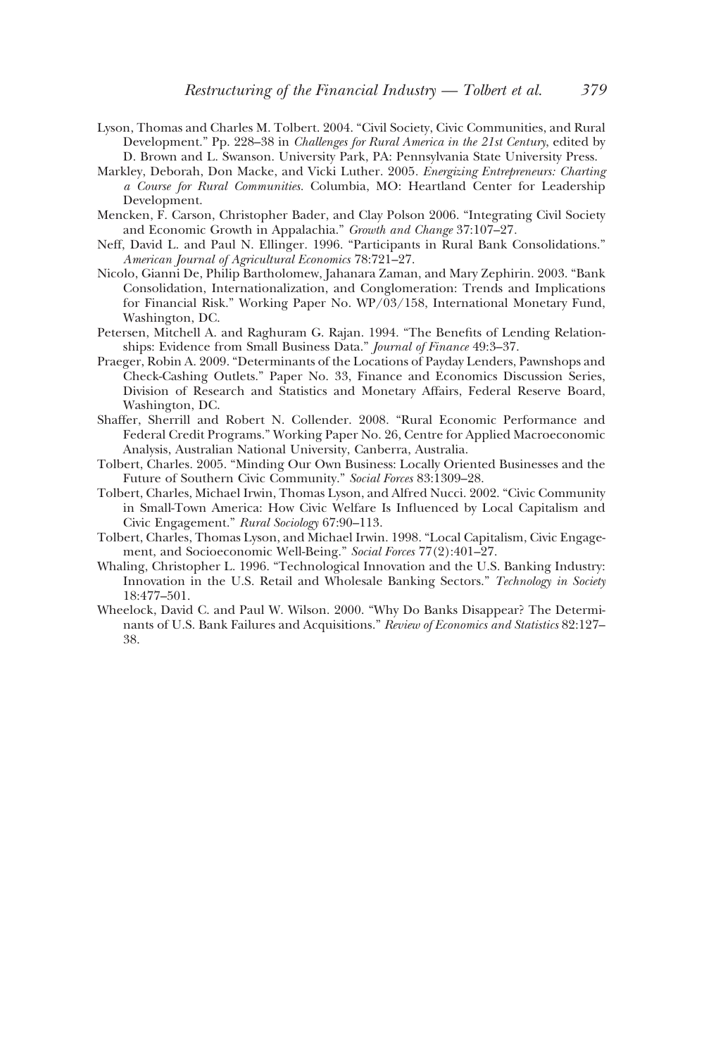Lyson, Thomas and Charles M. Tolbert. 2004. "Civil Society, Civic Communities, and Rural Development." Pp. 228–38 in *Challenges for Rural America in the 21st Century*, edited by D. Brown and L. Swanson. University Park, PA: Pennsylvania State University Press.

Markley, Deborah, Don Macke, and Vicki Luther. 2005. *Energizing Entrepreneurs: Charting a Course for Rural Communities*. Columbia, MO: Heartland Center for Leadership Development.

Mencken, F. Carson, Christopher Bader, and Clay Polson 2006. "Integrating Civil Society and Economic Growth in Appalachia." *Growth and Change* 37:107–27.

Neff, David L. and Paul N. Ellinger. 1996. "Participants in Rural Bank Consolidations." *American Journal of Agricultural Economics* 78:721–27.

Nicolo, Gianni De, Philip Bartholomew, Jahanara Zaman, and Mary Zephirin. 2003. "Bank Consolidation, Internationalization, and Conglomeration: Trends and Implications for Financial Risk." Working Paper No. WP/03/158, International Monetary Fund, Washington, DC.

Petersen, Mitchell A. and Raghuram G. Rajan. 1994. "The Benefits of Lending Relationships: Evidence from Small Business Data." *Journal of Finance* 49:3–37.

Praeger, Robin A. 2009. "Determinants of the Locations of Payday Lenders, Pawnshops and Check-Cashing Outlets." Paper No. 33, Finance and Economics Discussion Series, Division of Research and Statistics and Monetary Affairs, Federal Reserve Board, Washington, DC.

Shaffer, Sherrill and Robert N. Collender. 2008. "Rural Economic Performance and Federal Credit Programs." Working Paper No. 26, Centre for Applied Macroeconomic Analysis, Australian National University, Canberra, Australia.

Tolbert, Charles. 2005. "Minding Our Own Business: Locally Oriented Businesses and the Future of Southern Civic Community." *Social Forces* 83:1309–28.

Tolbert, Charles, Michael Irwin, Thomas Lyson, and Alfred Nucci. 2002. "Civic Community in Small-Town America: How Civic Welfare Is Influenced by Local Capitalism and Civic Engagement." *Rural Sociology* 67:90–113.

Tolbert, Charles, Thomas Lyson, and Michael Irwin. 1998. "Local Capitalism, Civic Engagement, and Socioeconomic Well-Being." *Social Forces* 77(2):401–27.

Whaling, Christopher L. 1996. "Technological Innovation and the U.S. Banking Industry: Innovation in the U.S. Retail and Wholesale Banking Sectors." *Technology in Society* 18:477–501.

Wheelock, David C. and Paul W. Wilson. 2000. "Why Do Banks Disappear? The Determinants of U.S. Bank Failures and Acquisitions." *Review of Economics and Statistics* 82:127–38.